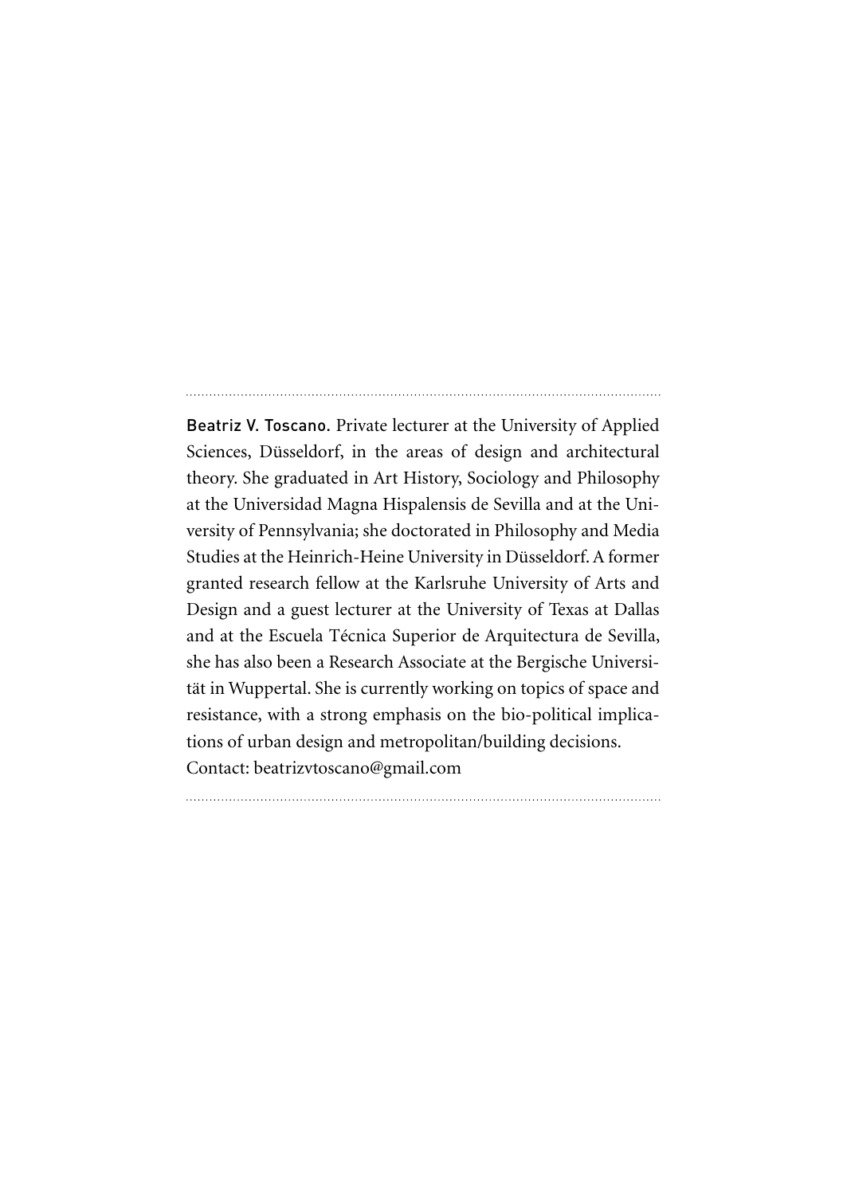**Beatriz V. Toscano.** Private lecturer at the University of Applied Sciences, Düsseldorf, in the areas of design and architectural theory. She graduated in Art History, Sociology and Philosophy at the Universidad Magna Hispalensis de Sevilla and at the University of Pennsylvania; she doctorated in Philosophy and Media Studies at the Heinrich-Heine University in Düsseldorf. A former granted research fellow at the Karlsruhe University of Arts and Design and a guest lecturer at the University of Texas at Dallas and at the Escuela Técnica Superior de Arquitectura de Sevilla, she has also been a Research Associate at the Bergische Universität in Wuppertal. She is currently working on topics of space and resistance, with a strong emphasis on the bio-political implications of urban design and metropolitan/building decisions.
Contact: beatrizvtoscano@gmail.com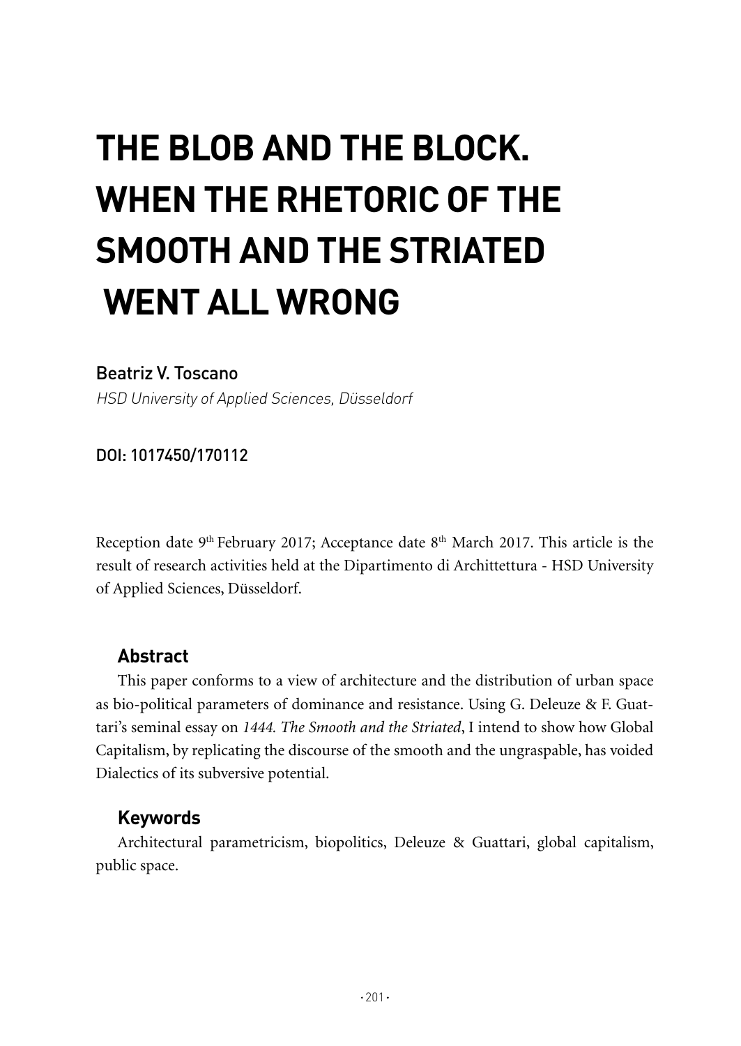# THE BLOB AND THE BLOCK. WHEN THE RHETORIC OF THE SMOOTH AND THE STRIATED WENT ALL WRONG

Beatriz V. Toscano

*HSD University of Applied Sciences, Düsseldorf*

DOI: 1017450/170112

Reception date 9th February 2017; Acceptance date 8th March 2017. This article is the result of research activities held at the Dipartimento di Archittettura - HSD University of Applied Sciences, Düsseldorf.

## Abstract

This paper conforms to a view of architecture and the distribution of urban space as bio-political parameters of dominance and resistance. Using G. Deleuze & F. Guattari's seminal essay on *1444. The Smooth and the Striated*, I intend to show how Global Capitalism, by replicating the discourse of the smooth and the ungraspable, has voided Dialectics of its subversive potential.

## Keywords

Architectural parametricism, biopolitics, Deleuze & Guattari, global capitalism, public space.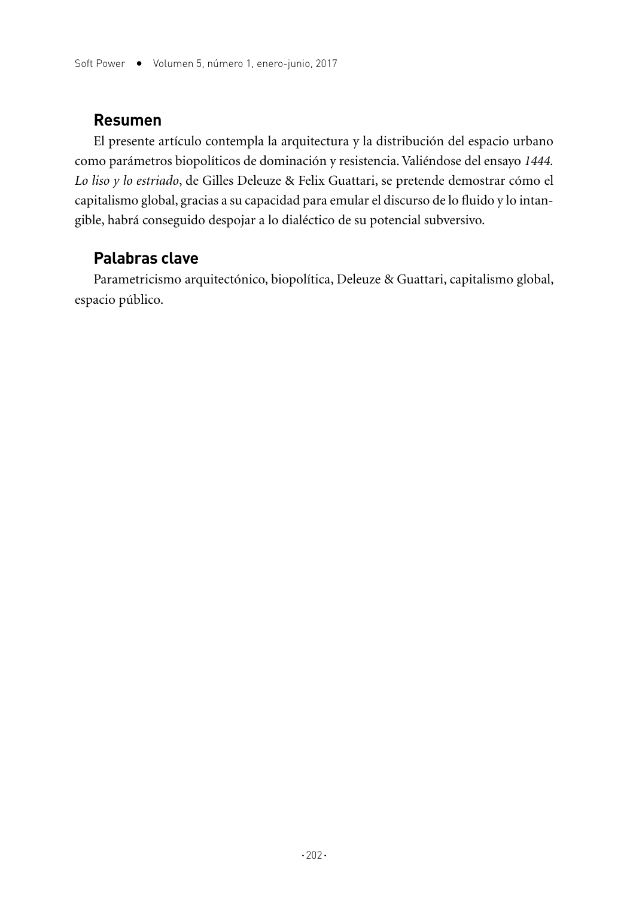## Resumen

El presente artículo contempla la arquitectura y la distribución del espacio urbano como parámetros biopolíticos de dominación y resistencia. Valiéndose del ensayo *1444. Lo liso y lo estriado*, de Gilles Deleuze & Felix Guattari, se pretende demostrar cómo el capitalismo global, gracias a su capacidad para emular el discurso de lo fluido y lo intangible, habrá conseguido despojar a lo dialéctico de su potencial subversivo.

## Palabras clave

Parametricismo arquitectónico, biopolítica, Deleuze & Guattari, capitalismo global, espacio público.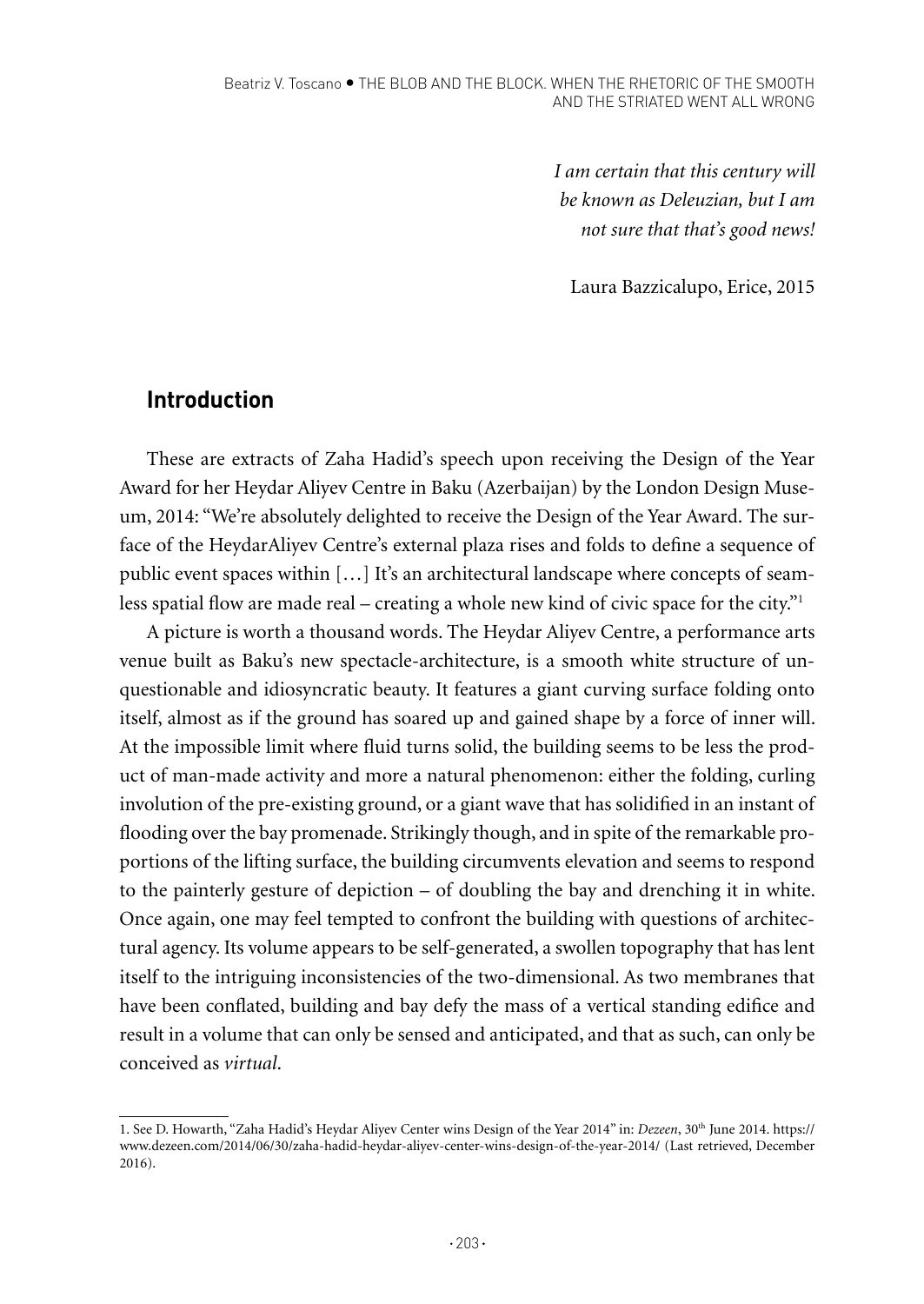*I am certain that this century will be known as Deleuzian, but I am not sure that that's good news!*

Laura Bazzicalupo, Erice, 2015

## Introduction

These are extracts of Zaha Hadid's speech upon receiving the Design of the Year Award for her Heydar Aliyev Centre in Baku (Azerbaijan) by the London Design Museum, 2014: "We're absolutely delighted to receive the Design of the Year Award. The surface of the HeydarAliyev Centre's external plaza rises and folds to define a sequence of public event spaces within […] It's an architectural landscape where concepts of seamless spatial flow are made real – creating a whole new kind of civic space for the city."[1]

A picture is worth a thousand words. The Heydar Aliyev Centre, a performance arts venue built as Baku's new spectacle-architecture, is a smooth white structure of unquestionable and idiosyncratic beauty. It features a giant curving surface folding onto itself, almost as if the ground has soared up and gained shape by a force of inner will. At the impossible limit where fluid turns solid, the building seems to be less the product of man-made activity and more a natural phenomenon: either the folding, curling involution of the pre-existing ground, or a giant wave that has solidified in an instant of flooding over the bay promenade. Strikingly though, and in spite of the remarkable proportions of the lifting surface, the building circumvents elevation and seems to respond to the painterly gesture of depiction – of doubling the bay and drenching it in white. Once again, one may feel tempted to confront the building with questions of architectural agency. Its volume appears to be self-generated, a swollen topography that has lent itself to the intriguing inconsistencies of the two-dimensional. As two membranes that have been conflated, building and bay defy the mass of a vertical standing edifice and result in a volume that can only be sensed and anticipated, and that as such, can only be conceived as *virtual*.

---

1. See D. Howarth, "Zaha Hadid's Heydar Aliyev Center wins Design of the Year 2014" in: *Dezeen*, 30th June 2014. https://www.dezeen.com/2014/06/30/zaha-hadid-heydar-aliyev-center-wins-design-of-the-year-2014/ (Last retrieved, December 2016).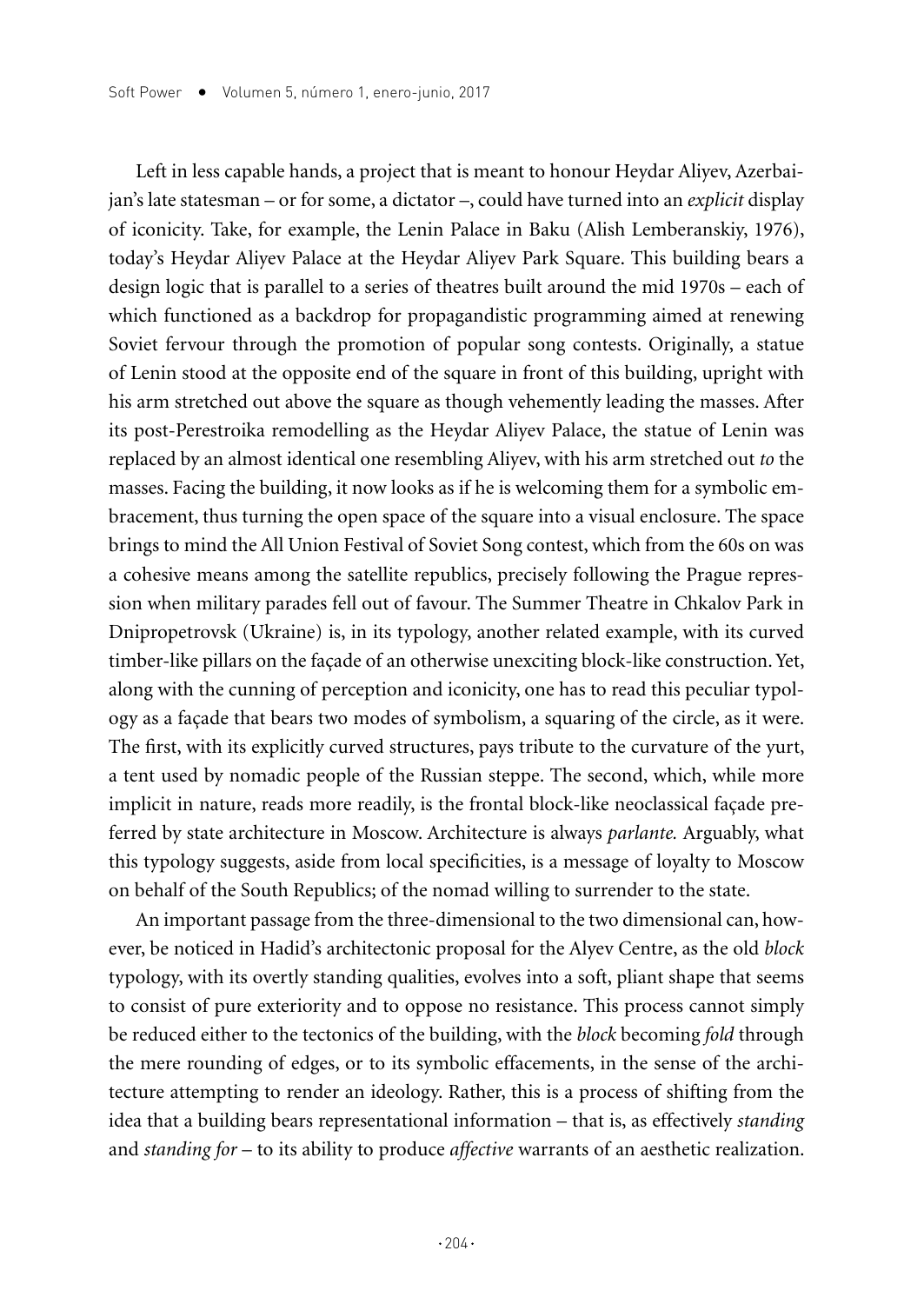Left in less capable hands, a project that is meant to honour Heydar Aliyev, Azerbaijan's late statesman – or for some, a dictator –, could have turned into an *explicit* display of iconicity. Take, for example, the Lenin Palace in Baku (Alish Lemberanskiy, 1976), today's Heydar Aliyev Palace at the Heydar Aliyev Park Square. This building bears a design logic that is parallel to a series of theatres built around the mid 1970s – each of which functioned as a backdrop for propagandistic programming aimed at renewing Soviet fervour through the promotion of popular song contests. Originally, a statue of Lenin stood at the opposite end of the square in front of this building, upright with his arm stretched out above the square as though vehemently leading the masses. After its post-Perestroika remodelling as the Heydar Aliyev Palace, the statue of Lenin was replaced by an almost identical one resembling Aliyev, with his arm stretched out *to* the masses. Facing the building, it now looks as if he is welcoming them for a symbolic embracement, thus turning the open space of the square into a visual enclosure. The space brings to mind the All Union Festival of Soviet Song contest, which from the 60s on was a cohesive means among the satellite republics, precisely following the Prague repression when military parades fell out of favour. The Summer Theatre in Chkalov Park in Dnipropetrovsk (Ukraine) is, in its typology, another related example, with its curved timber-like pillars on the façade of an otherwise unexciting block-like construction. Yet, along with the cunning of perception and iconicity, one has to read this peculiar typology as a façade that bears two modes of symbolism, a squaring of the circle, as it were. The first, with its explicitly curved structures, pays tribute to the curvature of the yurt, a tent used by nomadic people of the Russian steppe. The second, which, while more implicit in nature, reads more readily, is the frontal block-like neoclassical façade preferred by state architecture in Moscow. Architecture is always *parlante.* Arguably, what this typology suggests, aside from local specificities, is a message of loyalty to Moscow on behalf of the South Republics; of the nomad willing to surrender to the state.

An important passage from the three-dimensional to the two dimensional can, however, be noticed in Hadid's architectonic proposal for the Alyev Centre, as the old *block* typology, with its overtly standing qualities, evolves into a soft, pliant shape that seems to consist of pure exteriority and to oppose no resistance. This process cannot simply be reduced either to the tectonics of the building, with the *block* becoming *fold* through the mere rounding of edges, or to its symbolic effacements, in the sense of the architecture attempting to render an ideology. Rather, this is a process of shifting from the idea that a building bears representational information – that is, as effectively *standing* and *standing for* – to its ability to produce *affective* warrants of an aesthetic realization.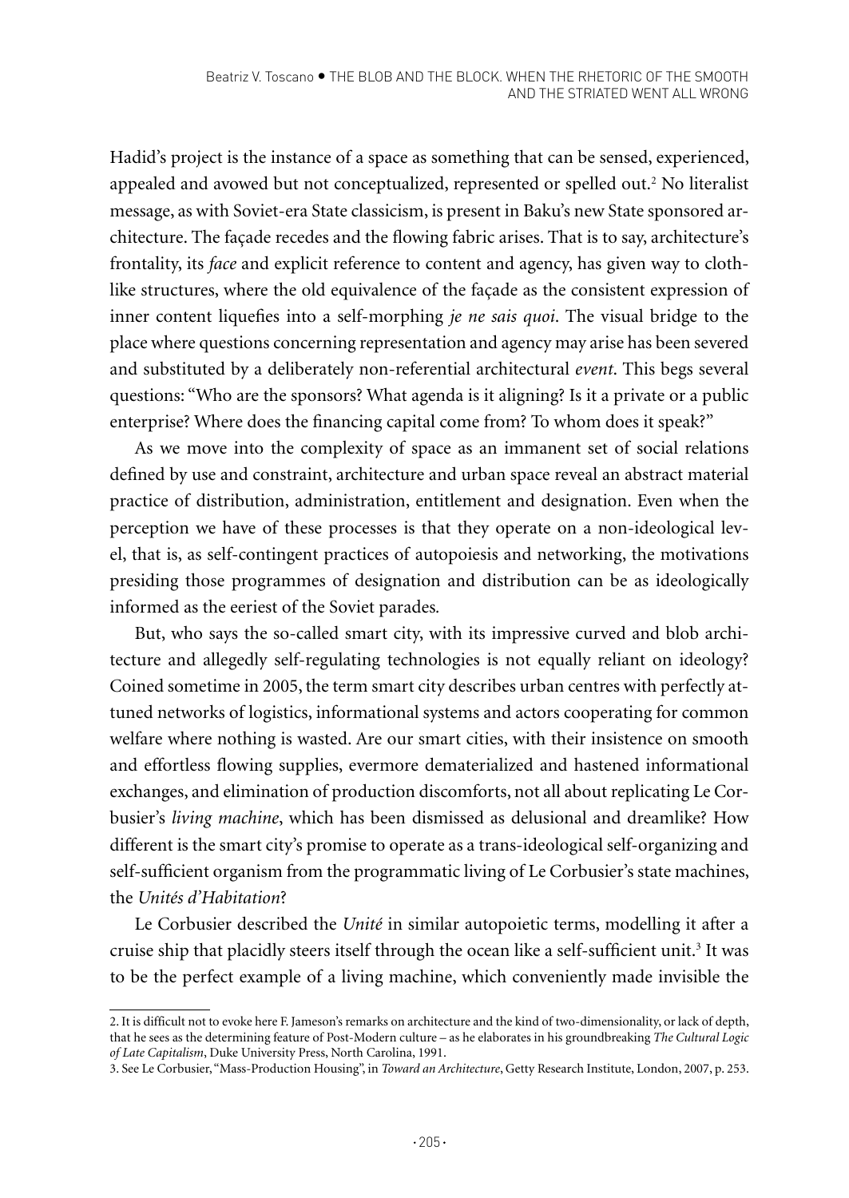Hadid's project is the instance of a space as something that can be sensed, experienced, appealed and avowed but not conceptualized, represented or spelled out.[2] No literalist message, as with Soviet-era State classicism, is present in Baku's new State sponsored architecture. The façade recedes and the flowing fabric arises. That is to say, architecture's frontality, its *face* and explicit reference to content and agency, has given way to cloth-like structures, where the old equivalence of the façade as the consistent expression of inner content liquefies into a self-morphing *je ne sais quoi*. The visual bridge to the place where questions concerning representation and agency may arise has been severed and substituted by a deliberately non-referential architectural *event*. This begs several questions: "Who are the sponsors? What agenda is it aligning? Is it a private or a public enterprise? Where does the financing capital come from? To whom does it speak?"

As we move into the complexity of space as an immanent set of social relations defined by use and constraint, architecture and urban space reveal an abstract material practice of distribution, administration, entitlement and designation. Even when the perception we have of these processes is that they operate on a non-ideological level, that is, as self-contingent practices of autopoiesis and networking, the motivations presiding those programmes of designation and distribution can be as ideologically informed as the eeriest of the Soviet parades.

But, who says the so-called smart city, with its impressive curved and blob architecture and allegedly self-regulating technologies is not equally reliant on ideology? Coined sometime in 2005, the term smart city describes urban centres with perfectly attuned networks of logistics, informational systems and actors cooperating for common welfare where nothing is wasted. Are our smart cities, with their insistence on smooth and effortless flowing supplies, evermore dematerialized and hastened informational exchanges, and elimination of production discomforts, not all about replicating Le Corbusier's *living machine*, which has been dismissed as delusional and dreamlike? How different is the smart city's promise to operate as a trans-ideological self-organizing and self-sufficient organism from the programmatic living of Le Corbusier's state machines, the *Unités d'Habitation*?

Le Corbusier described the *Unité* in similar autopoietic terms, modelling it after a cruise ship that placidly steers itself through the ocean like a self-sufficient unit.[3] It was to be the perfect example of a living machine, which conveniently made invisible the

2. It is difficult not to evoke here F. Jameson's remarks on architecture and the kind of two-dimensionality, or lack of depth, that he sees as the determining feature of Post-Modern culture – as he elaborates in his groundbreaking *The Cultural Logic of Late Capitalism*, Duke University Press, North Carolina, 1991.

3. See Le Corbusier, "Mass-Production Housing", in *Toward an Architecture*, Getty Research Institute, London, 2007, p. 253.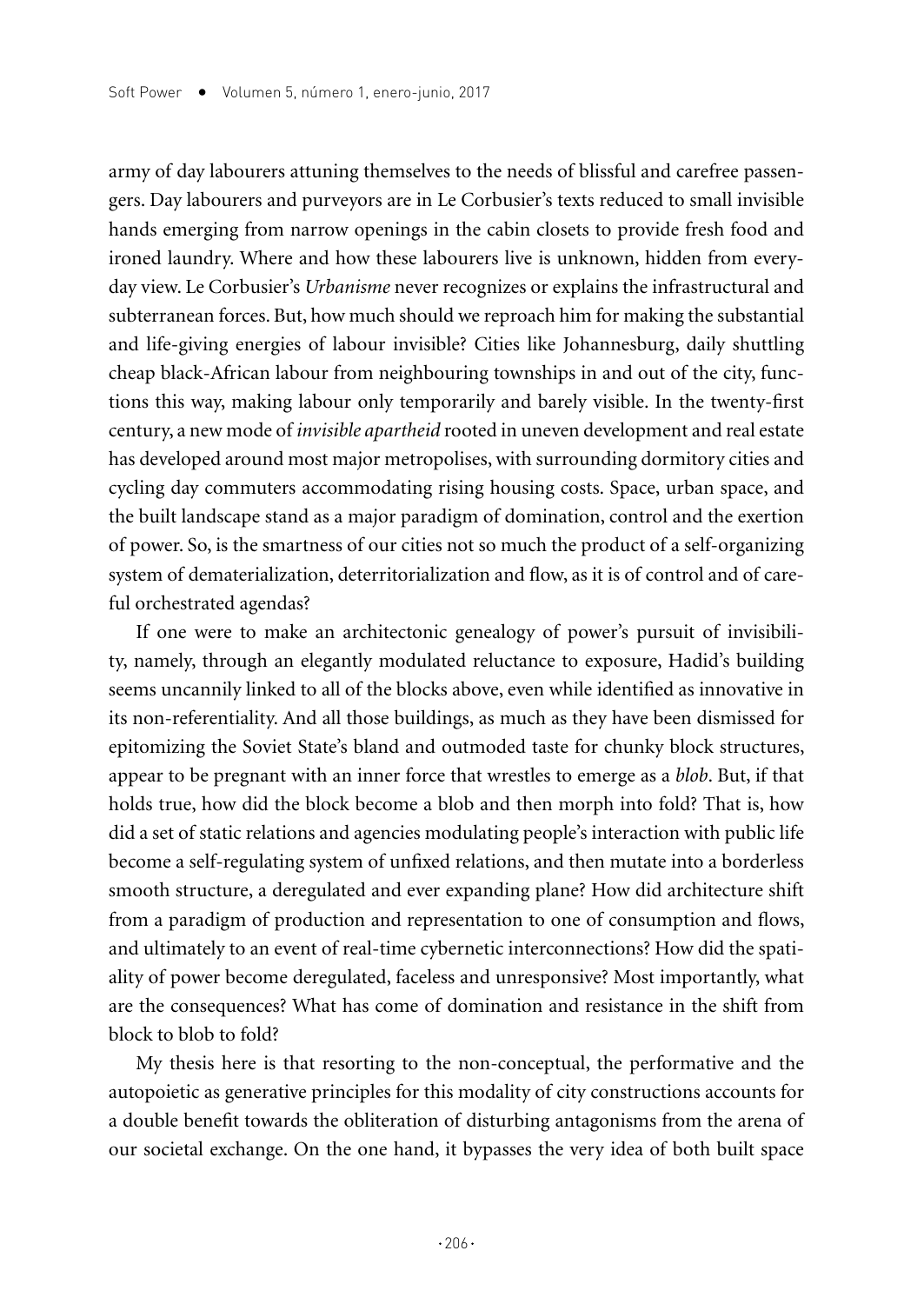army of day labourers attuning themselves to the needs of blissful and carefree passengers. Day labourers and purveyors are in Le Corbusier's texts reduced to small invisible hands emerging from narrow openings in the cabin closets to provide fresh food and ironed laundry. Where and how these labourers live is unknown, hidden from everyday view. Le Corbusier's *Urbanisme* never recognizes or explains the infrastructural and subterranean forces. But, how much should we reproach him for making the substantial and life-giving energies of labour invisible? Cities like Johannesburg, daily shuttling cheap black-African labour from neighbouring townships in and out of the city, functions this way, making labour only temporarily and barely visible. In the twenty-first century, a new mode of *invisible apartheid* rooted in uneven development and real estate has developed around most major metropolises, with surrounding dormitory cities and cycling day commuters accommodating rising housing costs. Space, urban space, and the built landscape stand as a major paradigm of domination, control and the exertion of power. So, is the smartness of our cities not so much the product of a self-organizing system of dematerialization, deterritorialization and flow, as it is of control and of careful orchestrated agendas?

If one were to make an architectonic genealogy of power's pursuit of invisibility, namely, through an elegantly modulated reluctance to exposure, Hadid's building seems uncannily linked to all of the blocks above, even while identified as innovative in its non-referentiality. And all those buildings, as much as they have been dismissed for epitomizing the Soviet State's bland and outmoded taste for chunky block structures, appear to be pregnant with an inner force that wrestles to emerge as a *blob*. But, if that holds true, how did the block become a blob and then morph into fold? That is, how did a set of static relations and agencies modulating people's interaction with public life become a self-regulating system of unfixed relations, and then mutate into a borderless smooth structure, a deregulated and ever expanding plane? How did architecture shift from a paradigm of production and representation to one of consumption and flows, and ultimately to an event of real-time cybernetic interconnections? How did the spatiality of power become deregulated, faceless and unresponsive? Most importantly, what are the consequences? What has come of domination and resistance in the shift from block to blob to fold?

My thesis here is that resorting to the non-conceptual, the performative and the autopoietic as generative principles for this modality of city constructions accounts for a double benefit towards the obliteration of disturbing antagonisms from the arena of our societal exchange. On the one hand, it bypasses the very idea of both built space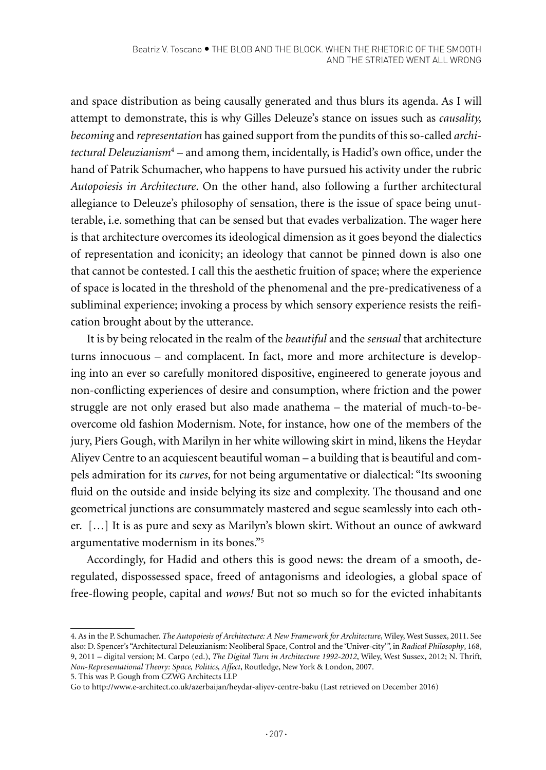and space distribution as being causally generated and thus blurs its agenda. As I will attempt to demonstrate, this is why Gilles Deleuze's stance on issues such as *causality, becoming* and *representation* has gained support from the pundits of this so-called *architectural Deleuzianism*[4] – and among them, incidentally, is Hadid's own office, under the hand of Patrik Schumacher, who happens to have pursued his activity under the rubric *Autopoiesis in Architecture*. On the other hand, also following a further architectural allegiance to Deleuze's philosophy of sensation, there is the issue of space being unutterable, i.e. something that can be sensed but that evades verbalization. The wager here is that architecture overcomes its ideological dimension as it goes beyond the dialectics of representation and iconicity; an ideology that cannot be pinned down is also one that cannot be contested. I call this the aesthetic fruition of space; where the experience of space is located in the threshold of the phenomenal and the pre-predicativeness of a subliminal experience; invoking a process by which sensory experience resists the reification brought about by the utterance.

It is by being relocated in the realm of the *beautiful* and the *sensual* that architecture turns innocuous – and complacent. In fact, more and more architecture is developing into an ever so carefully monitored dispositive, engineered to generate joyous and non-conflicting experiences of desire and consumption, where friction and the power struggle are not only erased but also made anathema – the material of much-to-be-overcome old fashion Modernism. Note, for instance, how one of the members of the jury, Piers Gough, with Marilyn in her white willowing skirt in mind, likens the Heydar Aliyev Centre to an acquiescent beautiful woman – a building that is beautiful and compels admiration for its *curves*, for not being argumentative or dialectical: "Its swooning fluid on the outside and inside belying its size and complexity. The thousand and one geometrical junctions are consummately mastered and segue seamlessly into each other. […] It is as pure and sexy as Marilyn's blown skirt. Without an ounce of awkward argumentative modernism in its bones."[5]

Accordingly, for Hadid and others this is good news: the dream of a smooth, deregulated, dispossessed space, freed of antagonisms and ideologies, a global space of free-flowing people, capital and *wows!* But not so much so for the evicted inhabitants

---

4. As in the P. Schumacher. *The Autopoiesis of Architecture: A New Framework for Architecture*, Wiley, West Sussex, 2011. See also: D. Spencer's "Architectural Deleuzianism: Neoliberal Space, Control and the 'Univer-city'", in *Radical Philosophy*, 168, 9, 2011 – digital version; M. Carpo (ed.), *The Digital Turn in Architecture 1992-2012*, Wiley, West Sussex, 2012; N. Thrift, *Non-Representational Theory: Space, Politics, Affect*, Routledge, New York & London, 2007.

5. This was P. Gough from CZWG Architects LLP

Go to http://www.e-architect.co.uk/azerbaijan/heydar-aliyev-centre-baku (Last retrieved on December 2016)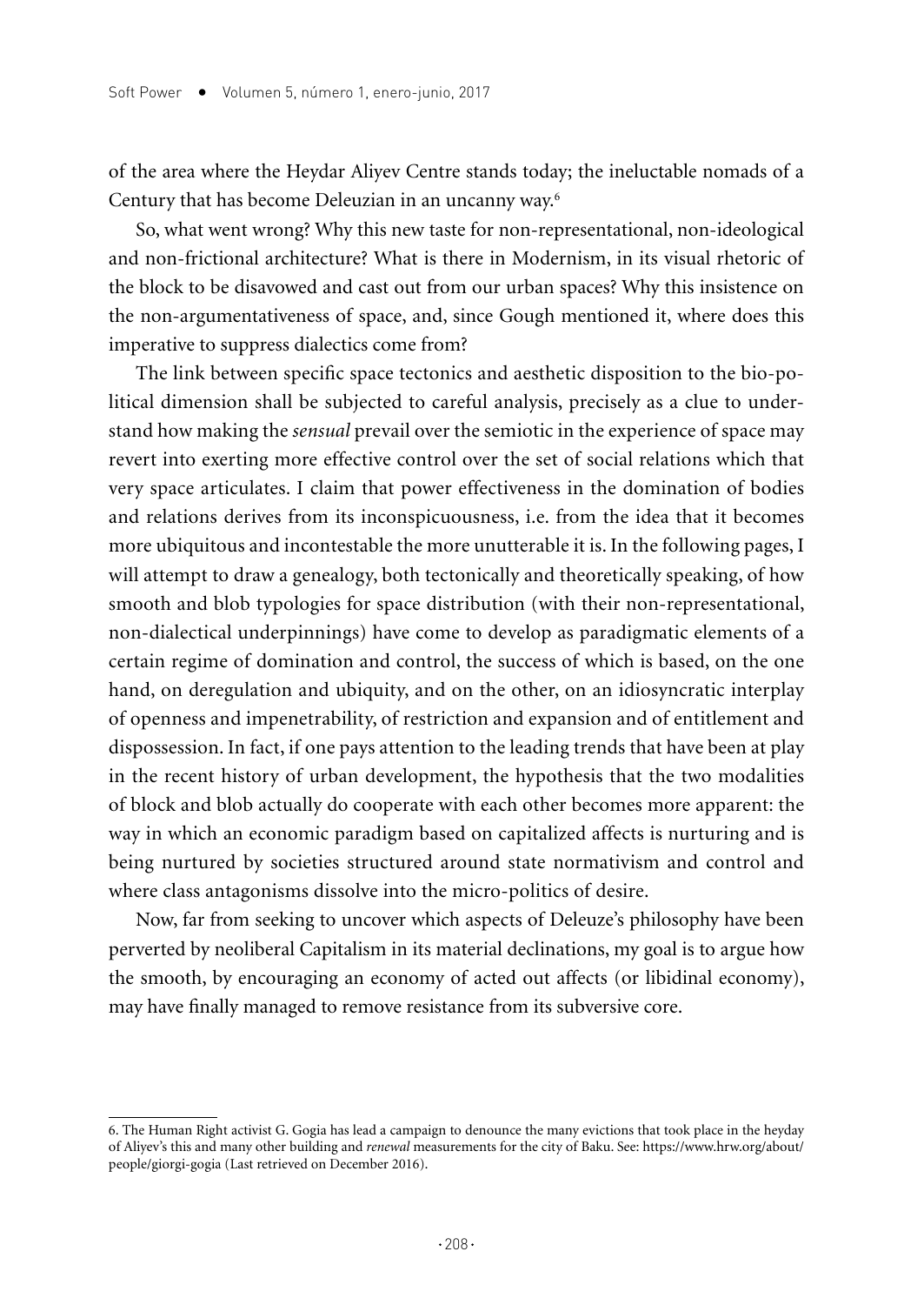of the area where the Heydar Aliyev Centre stands today; the ineluctable nomads of a Century that has become Deleuzian in an uncanny way.[6]

So, what went wrong? Why this new taste for non-representational, non-ideological and non-frictional architecture? What is there in Modernism, in its visual rhetoric of the block to be disavowed and cast out from our urban spaces? Why this insistence on the non-argumentativeness of space, and, since Gough mentioned it, where does this imperative to suppress dialectics come from?

The link between specific space tectonics and aesthetic disposition to the bio-political dimension shall be subjected to careful analysis, precisely as a clue to understand how making the *sensual* prevail over the semiotic in the experience of space may revert into exerting more effective control over the set of social relations which that very space articulates. I claim that power effectiveness in the domination of bodies and relations derives from its inconspicuousness, i.e. from the idea that it becomes more ubiquitous and incontestable the more unutterable it is. In the following pages, I will attempt to draw a genealogy, both tectonically and theoretically speaking, of how smooth and blob typologies for space distribution (with their non-representational, non-dialectical underpinnings) have come to develop as paradigmatic elements of a certain regime of domination and control, the success of which is based, on the one hand, on deregulation and ubiquity, and on the other, on an idiosyncratic interplay of openness and impenetrability, of restriction and expansion and of entitlement and dispossession. In fact, if one pays attention to the leading trends that have been at play in the recent history of urban development, the hypothesis that the two modalities of block and blob actually do cooperate with each other becomes more apparent: the way in which an economic paradigm based on capitalized affects is nurturing and is being nurtured by societies structured around state normativism and control and where class antagonisms dissolve into the micro-politics of desire.

Now, far from seeking to uncover which aspects of Deleuze's philosophy have been perverted by neoliberal Capitalism in its material declinations, my goal is to argue how the smooth, by encouraging an economy of acted out affects (or libidinal economy), may have finally managed to remove resistance from its subversive core.

6. The Human Right activist G. Gogia has lead a campaign to denounce the many evictions that took place in the heyday of Aliyev's this and many other building and *renewal* measurements for the city of Baku. See: https://www.hrw.org/about/people/giorgi-gogia (Last retrieved on December 2016).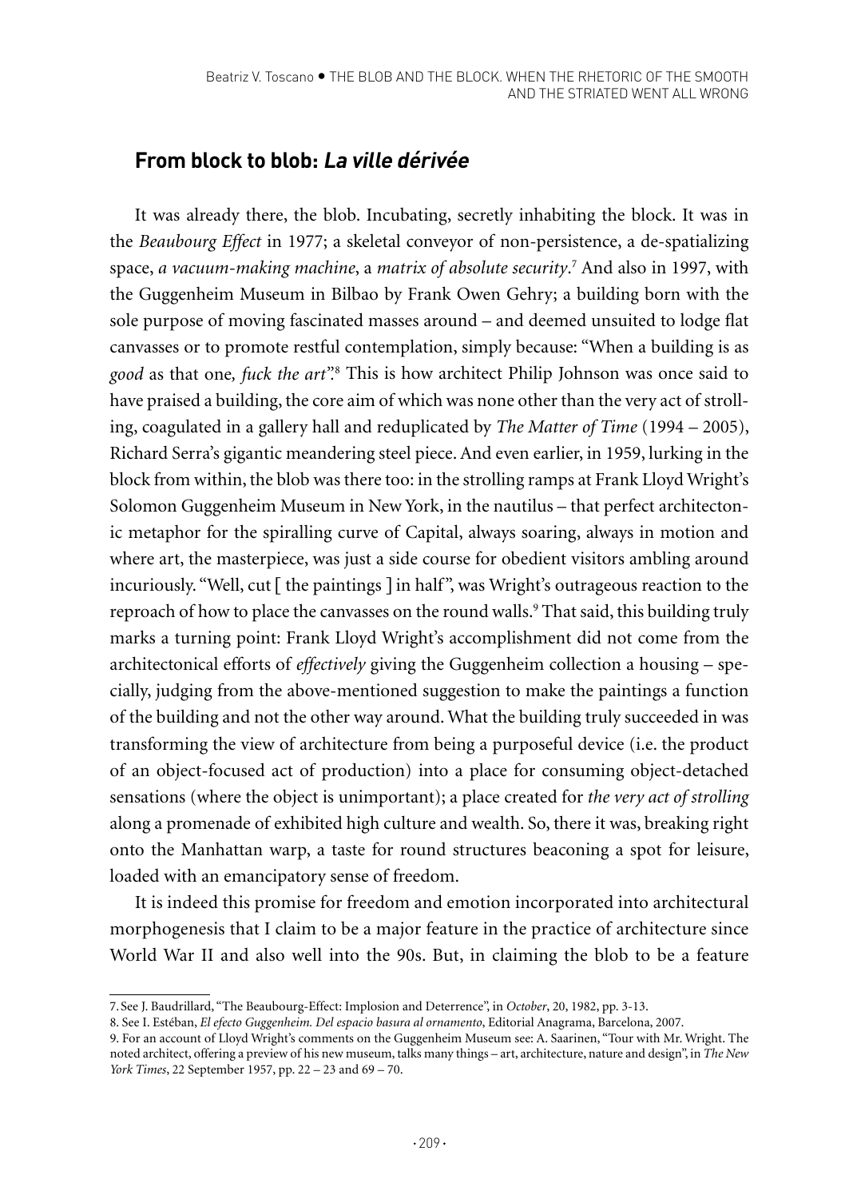## From block to blob: *La ville dérivée*

It was already there, the blob. Incubating, secretly inhabiting the block. It was in the *Beaubourg Effect* in 1977; a skeletal conveyor of non-persistence, a de-spatializing space, *a vacuum-making machine*, a *matrix of absolute security*.[7] And also in 1997, with the Guggenheim Museum in Bilbao by Frank Owen Gehry; a building born with the sole purpose of moving fascinated masses around – and deemed unsuited to lodge flat canvasses or to promote restful contemplation, simply because: "When a building is as *good* as that one, *fuck the art*".[8] This is how architect Philip Johnson was once said to have praised a building, the core aim of which was none other than the very act of strolling, coagulated in a gallery hall and reduplicated by *The Matter of Time* (1994 – 2005), Richard Serra's gigantic meandering steel piece. And even earlier, in 1959, lurking in the block from within, the blob was there too: in the strolling ramps at Frank Lloyd Wright's Solomon Guggenheim Museum in New York, in the nautilus – that perfect architectonic metaphor for the spiralling curve of Capital, always soaring, always in motion and where art, the masterpiece, was just a side course for obedient visitors ambling around incuriously. "Well, cut [ the paintings ] in half", was Wright's outrageous reaction to the reproach of how to place the canvasses on the round walls.[9] That said, this building truly marks a turning point: Frank Lloyd Wright's accomplishment did not come from the architectonical efforts of *effectively* giving the Guggenheim collection a housing – specially, judging from the above-mentioned suggestion to make the paintings a function of the building and not the other way around. What the building truly succeeded in was transforming the view of architecture from being a purposeful device (i.e. the product of an object-focused act of production) into a place for consuming object-detached sensations (where the object is unimportant); a place created for *the very act of strolling* along a promenade of exhibited high culture and wealth. So, there it was, breaking right onto the Manhattan warp, a taste for round structures beaconing a spot for leisure, loaded with an emancipatory sense of freedom.

It is indeed this promise for freedom and emotion incorporated into architectural morphogenesis that I claim to be a major feature in the practice of architecture since World War II and also well into the 90s. But, in claiming the blob to be a feature

---

7. See J. Baudrillard, "The Beaubourg-Effect: Implosion and Deterrence", in *October*, 20, 1982, pp. 3-13.

8. See I. Estéban, *El efecto Guggenheim. Del espacio basura al ornamento*, Editorial Anagrama, Barcelona, 2007.

9. For an account of Lloyd Wright's comments on the Guggenheim Museum see: A. Saarinen, "Tour with Mr. Wright. The noted architect, offering a preview of his new museum, talks many things – art, architecture, nature and design", in *The New York Times*, 22 September 1957, pp. 22 – 23 and 69 – 70.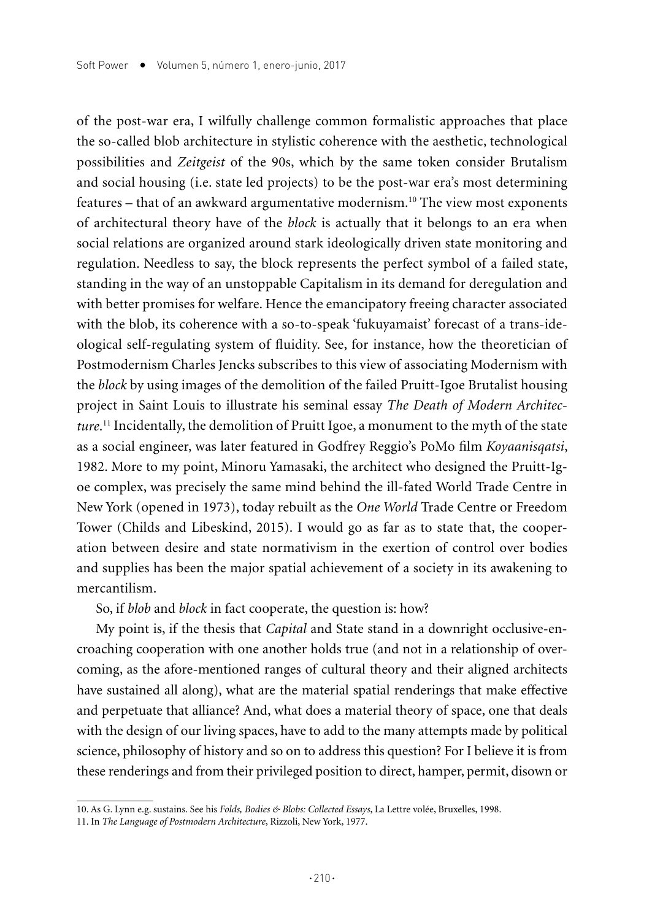of the post-war era, I wilfully challenge common formalistic approaches that place the so-called blob architecture in stylistic coherence with the aesthetic, technological possibilities and *Zeitgeist* of the 90s, which by the same token consider Brutalism and social housing (i.e. state led projects) to be the post-war era's most determining features – that of an awkward argumentative modernism.[10] The view most exponents of architectural theory have of the *block* is actually that it belongs to an era when social relations are organized around stark ideologically driven state monitoring and regulation. Needless to say, the block represents the perfect symbol of a failed state, standing in the way of an unstoppable Capitalism in its demand for deregulation and with better promises for welfare. Hence the emancipatory freeing character associated with the blob, its coherence with a so-to-speak 'fukuyamaist' forecast of a trans-ideological self-regulating system of fluidity. See, for instance, how the theoretician of Postmodernism Charles Jencks subscribes to this view of associating Modernism with the *block* by using images of the demolition of the failed Pruitt-Igoe Brutalist housing project in Saint Louis to illustrate his seminal essay *The Death of Modern Architecture*.[11] Incidentally, the demolition of Pruitt Igoe, a monument to the myth of the state as a social engineer, was later featured in Godfrey Reggio's PoMo film *Koyaanisqatsi*, 1982. More to my point, Minoru Yamasaki, the architect who designed the Pruitt-Igoe complex, was precisely the same mind behind the ill-fated World Trade Centre in New York (opened in 1973), today rebuilt as the *One World* Trade Centre or Freedom Tower (Childs and Libeskind, 2015). I would go as far as to state that, the cooperation between desire and state normativism in the exertion of control over bodies and supplies has been the major spatial achievement of a society in its awakening to mercantilism.

So, if *blob* and *block* in fact cooperate, the question is: how?

My point is, if the thesis that *Capital* and State stand in a downright occlusive-encroaching cooperation with one another holds true (and not in a relationship of overcoming, as the afore-mentioned ranges of cultural theory and their aligned architects have sustained all along), what are the material spatial renderings that make effective and perpetuate that alliance? And, what does a material theory of space, one that deals with the design of our living spaces, have to add to the many attempts made by political science, philosophy of history and so on to address this question? For I believe it is from these renderings and from their privileged position to direct, hamper, permit, disown or

10. As G. Lynn e.g. sustains. See his *Folds, Bodies & Blobs: Collected Essays*, La Lettre volée, Bruxelles, 1998.

11. In *The Language of Postmodern Architecture*, Rizzoli, New York, 1977.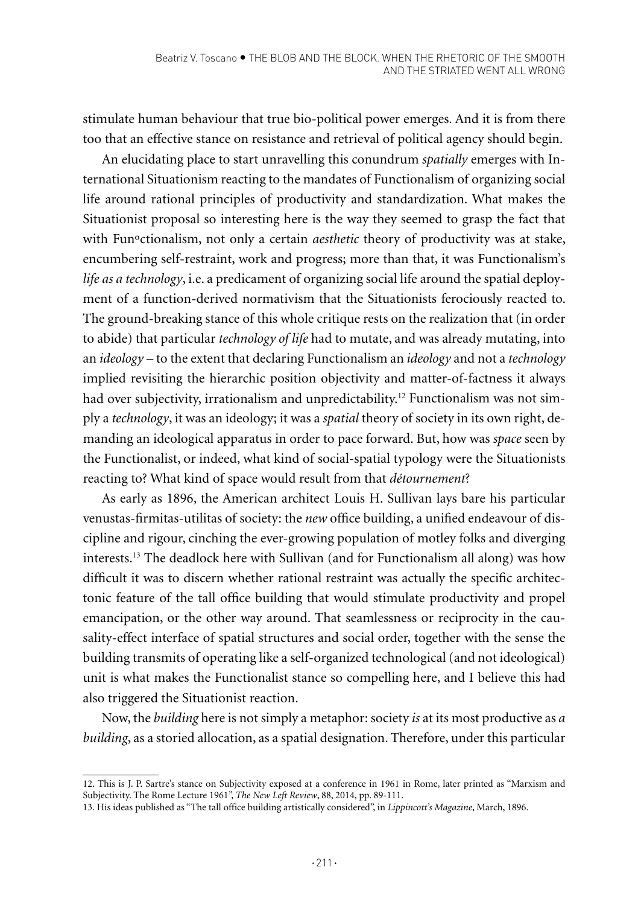stimulate human behaviour that true bio-political power emerges. And it is from there too that an effective stance on resistance and retrieval of political agency should begin.

An elucidating place to start unravelling this conundrum *spatially* emerges with International Situationism reacting to the mandates of Functionalism of organizing social life around rational principles of productivity and standardization. What makes the Situationist proposal so interesting here is the way they seemed to grasp the fact that with Funºctionalism, not only a certain *aesthetic* theory of productivity was at stake, encumbering self-restraint, work and progress; more than that, it was Functionalism's *life as a technology*, i.e. a predicament of organizing social life around the spatial deployment of a function-derived normativism that the Situationists ferociously reacted to. The ground-breaking stance of this whole critique rests on the realization that (in order to abide) that particular *technology of life* had to mutate, and was already mutating, into an *ideology* – to the extent that declaring Functionalism an *ideology* and not a *technology* implied revisiting the hierarchic position objectivity and matter-of-factness it always had over subjectivity, irrationalism and unpredictability.[12] Functionalism was not simply a *technology*, it was an ideology; it was a *spatial* theory of society in its own right, demanding an ideological apparatus in order to pace forward. But, how was *space* seen by the Functionalist, or indeed, what kind of social-spatial typology were the Situationists reacting to? What kind of space would result from that *détournement*?

As early as 1896, the American architect Louis H. Sullivan lays bare his particular venustas-firmitas-utilitas of society: the *new* office building, a unified endeavour of discipline and rigour, cinching the ever-growing population of motley folks and diverging interests.[13] The deadlock here with Sullivan (and for Functionalism all along) was how difficult it was to discern whether rational restraint was actually the specific architectonic feature of the tall office building that would stimulate productivity and propel emancipation, or the other way around. That seamlessness or reciprocity in the causality-effect interface of spatial structures and social order, together with the sense the building transmits of operating like a self-organized technological (and not ideological) unit is what makes the Functionalist stance so compelling here, and I believe this had also triggered the Situationist reaction.

Now, the *building* here is not simply a metaphor: society *is* at its most productive as *a building*, as a storied allocation, as a spatial designation. Therefore, under this particular

12. This is J. P. Sartre's stance on Subjectivity exposed at a conference in 1961 in Rome, later printed as "Marxism and Subjectivity. The Rome Lecture 1961", *The New Left Review*, 88, 2014, pp. 89-111.

13. His ideas published as "The tall office building artistically considered", in *Lippincott's Magazine*, March, 1896.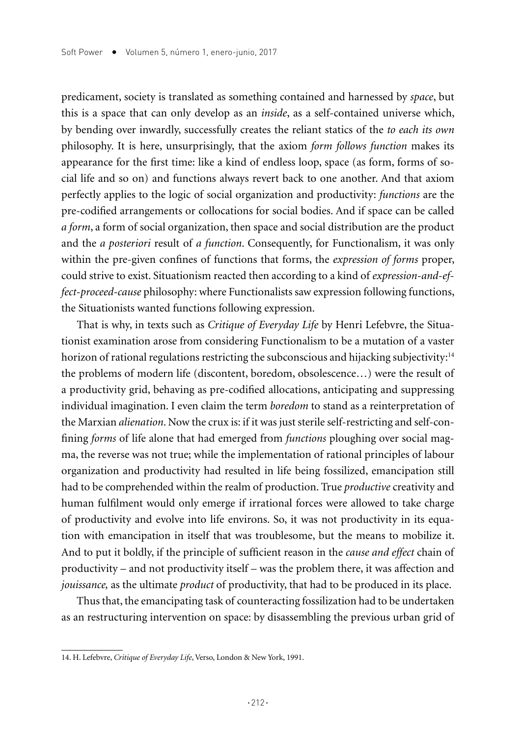predicament, society is translated as something contained and harnessed by *space*, but this is a space that can only develop as an *inside*, as a self-contained universe which, by bending over inwardly, successfully creates the reliant statics of the *to each its own* philosophy. It is here, unsurprisingly, that the axiom *form follows function* makes its appearance for the first time: like a kind of endless loop, space (as form, forms of social life and so on) and functions always revert back to one another. And that axiom perfectly applies to the logic of social organization and productivity: *functions* are the pre-codified arrangements or collocations for social bodies. And if space can be called *a form*, a form of social organization, then space and social distribution are the product and the *a posteriori* result of *a function*. Consequently, for Functionalism, it was only within the pre-given confines of functions that forms, the *expression of forms* proper, could strive to exist. Situationism reacted then according to a kind of *expression-and-effect-proceed-cause* philosophy: where Functionalists saw expression following functions, the Situationists wanted functions following expression.

That is why, in texts such as *Critique of Everyday Life* by Henri Lefebvre, the Situationist examination arose from considering Functionalism to be a mutation of a vaster horizon of rational regulations restricting the subconscious and hijacking subjectivity:[14] the problems of modern life (discontent, boredom, obsolescence…) were the result of a productivity grid, behaving as pre-codified allocations, anticipating and suppressing individual imagination. I even claim the term *boredom* to stand as a reinterpretation of the Marxian *alienation*. Now the crux is: if it was just sterile self-restricting and self-confining *forms* of life alone that had emerged from *functions* ploughing over social magma, the reverse was not true; while the implementation of rational principles of labour organization and productivity had resulted in life being fossilized, emancipation still had to be comprehended within the realm of production. True *productive* creativity and human fulfilment would only emerge if irrational forces were allowed to take charge of productivity and evolve into life environs. So, it was not productivity in its equation with emancipation in itself that was troublesome, but the means to mobilize it. And to put it boldly, if the principle of sufficient reason in the *cause and effect* chain of productivity – and not productivity itself – was the problem there, it was affection and *jouissance,* as the ultimate *product* of productivity, that had to be produced in its place.

Thus that, the emancipating task of counteracting fossilization had to be undertaken as an restructuring intervention on space: by disassembling the previous urban grid of

14. H. Lefebvre, *Critique of Everyday Life*, Verso, London & New York, 1991.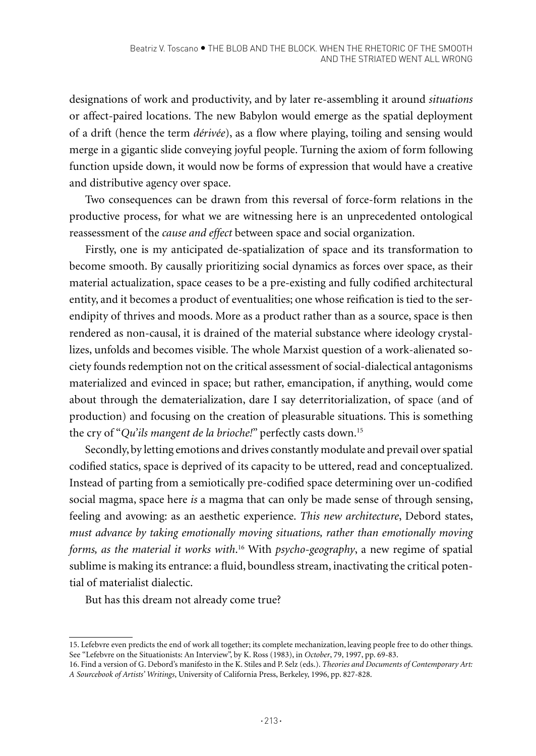designations of work and productivity, and by later re-assembling it around *situations* or affect-paired locations. The new Babylon would emerge as the spatial deployment of a drift (hence the term *dérivée*), as a flow where playing, toiling and sensing would merge in a gigantic slide conveying joyful people. Turning the axiom of form following function upside down, it would now be forms of expression that would have a creative and distributive agency over space.

Two consequences can be drawn from this reversal of force-form relations in the productive process, for what we are witnessing here is an unprecedented ontological reassessment of the *cause and effect* between space and social organization.

Firstly, one is my anticipated de-spatialization of space and its transformation to become smooth. By causally prioritizing social dynamics as forces over space, as their material actualization, space ceases to be a pre-existing and fully codified architectural entity, and it becomes a product of eventualities; one whose reification is tied to the serendipity of thrives and moods. More as a product rather than as a source, space is then rendered as non-causal, it is drained of the material substance where ideology crystallizes, unfolds and becomes visible. The whole Marxist question of a work-alienated society founds redemption not on the critical assessment of social-dialectical antagonisms materialized and evinced in space; but rather, emancipation, if anything, would come about through the dematerialization, dare I say deterritorialization, of space (and of production) and focusing on the creation of pleasurable situations. This is something the cry of "*Qu'ils mangent de la brioche!*" perfectly casts down.[15]

Secondly, by letting emotions and drives constantly modulate and prevail over spatial codified statics, space is deprived of its capacity to be uttered, read and conceptualized. Instead of parting from a semiotically pre-codified space determining over un-codified social magma, space here *is* a magma that can only be made sense of through sensing, feeling and avowing: as an aesthetic experience. *This new architecture*, Debord states, *must advance by taking emotionally moving situations, rather than emotionally moving forms, as the material it works with*.[16] With *psycho-geography*, a new regime of spatial sublime is making its entrance: a fluid, boundless stream, inactivating the critical potential of materialist dialectic.

But has this dream not already come true?

---

15. Lefebvre even predicts the end of work all together; its complete mechanization, leaving people free to do other things. See "Lefebvre on the Situationists: An Interview", by K. Ross (1983), in *October*, 79, 1997, pp. 69-83.

16. Find a version of G. Debord's manifesto in the K. Stiles and P. Selz (eds.). *Theories and Documents of Contemporary Art: A Sourcebook of Artists' Writings*, University of California Press, Berkeley, 1996, pp. 827-828.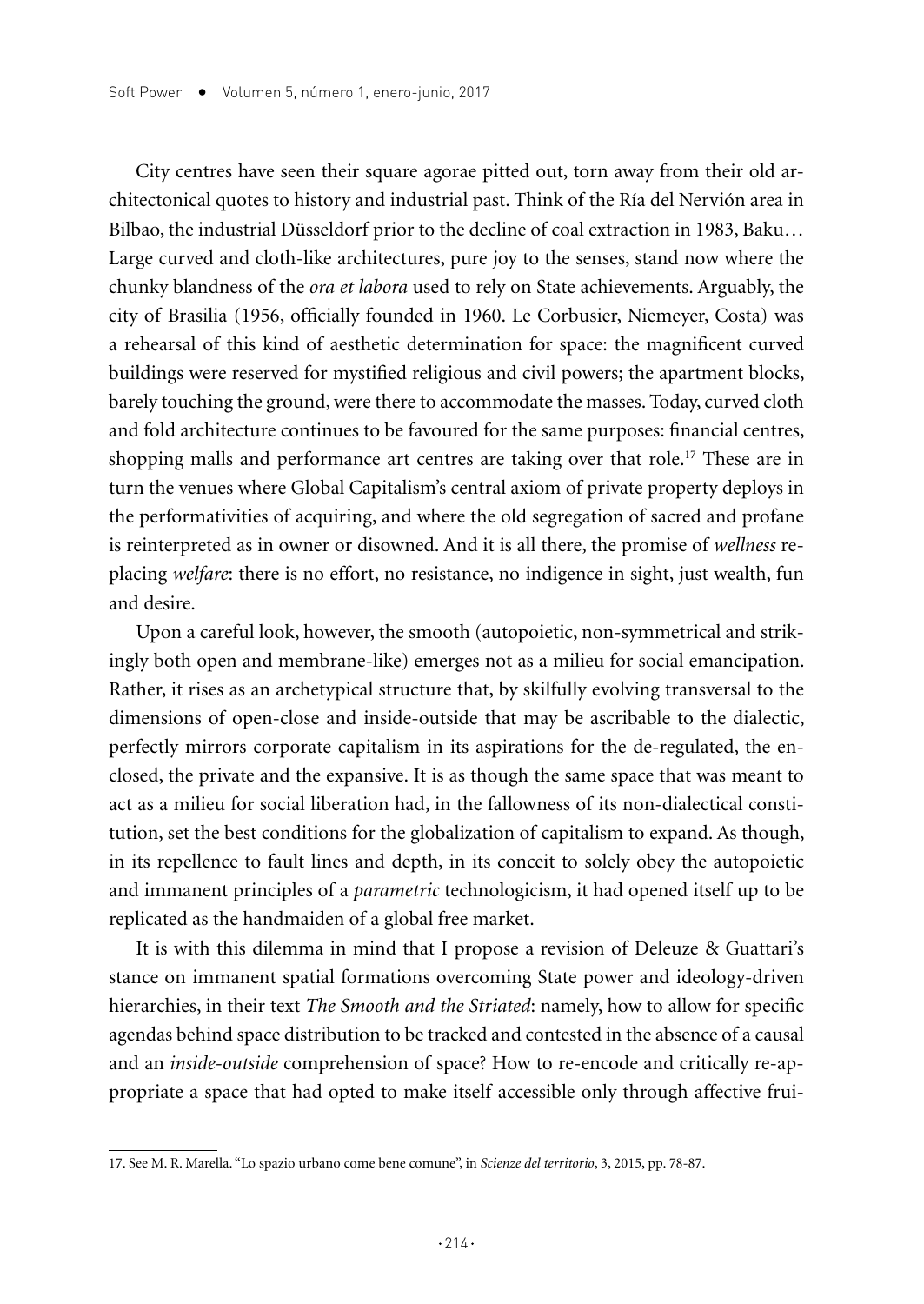City centres have seen their square agorae pitted out, torn away from their old architectonical quotes to history and industrial past. Think of the Ría del Nervión area in Bilbao, the industrial Düsseldorf prior to the decline of coal extraction in 1983, Baku… Large curved and cloth-like architectures, pure joy to the senses, stand now where the chunky blandness of the *ora et labora* used to rely on State achievements. Arguably, the city of Brasilia (1956, officially founded in 1960. Le Corbusier, Niemeyer, Costa) was a rehearsal of this kind of aesthetic determination for space: the magnificent curved buildings were reserved for mystified religious and civil powers; the apartment blocks, barely touching the ground, were there to accommodate the masses. Today, curved cloth and fold architecture continues to be favoured for the same purposes: financial centres, shopping malls and performance art centres are taking over that role.[17] These are in turn the venues where Global Capitalism's central axiom of private property deploys in the performativities of acquiring, and where the old segregation of sacred and profane is reinterpreted as in owner or disowned. And it is all there, the promise of *wellness* replacing *welfare*: there is no effort, no resistance, no indigence in sight, just wealth, fun and desire.

Upon a careful look, however, the smooth (autopoietic, non-symmetrical and strikingly both open and membrane-like) emerges not as a milieu for social emancipation. Rather, it rises as an archetypical structure that, by skilfully evolving transversal to the dimensions of open-close and inside-outside that may be ascribable to the dialectic, perfectly mirrors corporate capitalism in its aspirations for the de-regulated, the enclosed, the private and the expansive. It is as though the same space that was meant to act as a milieu for social liberation had, in the fallowness of its non-dialectical constitution, set the best conditions for the globalization of capitalism to expand. As though, in its repellence to fault lines and depth, in its conceit to solely obey the autopoietic and immanent principles of a *parametric* technologicism, it had opened itself up to be replicated as the handmaiden of a global free market.

It is with this dilemma in mind that I propose a revision of Deleuze & Guattari's stance on immanent spatial formations overcoming State power and ideology-driven hierarchies, in their text *The Smooth and the Striated*: namely, how to allow for specific agendas behind space distribution to be tracked and contested in the absence of a causal and an *inside-outside* comprehension of space? How to re-encode and critically re-appropriate a space that had opted to make itself accessible only through affective frui-

17. See M. R. Marella. "Lo spazio urbano come bene comune", in *Scienze del territorio*, 3, 2015, pp. 78-87.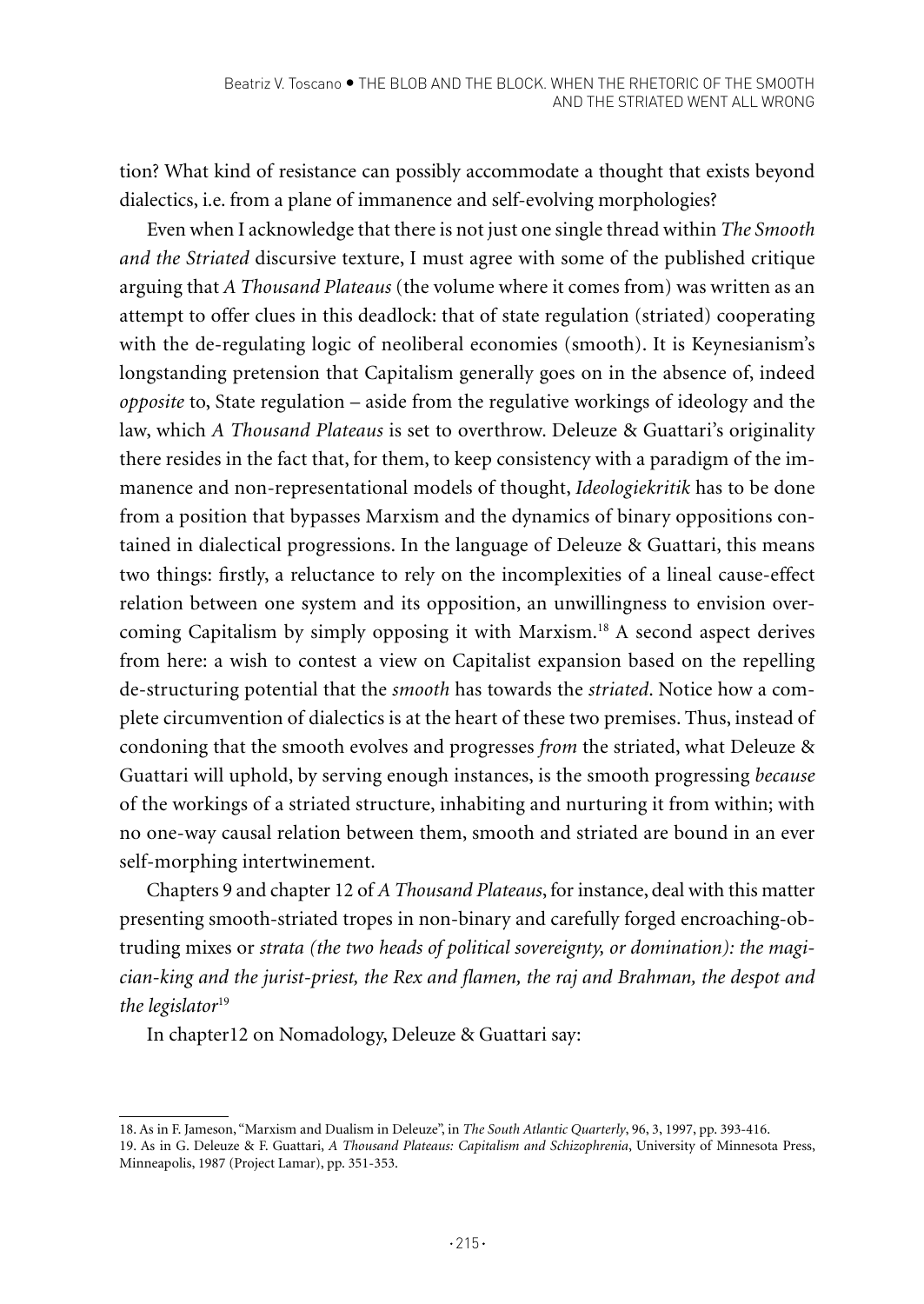tion? What kind of resistance can possibly accommodate a thought that exists beyond dialectics, i.e. from a plane of immanence and self-evolving morphologies?

Even when I acknowledge that there is not just one single thread within *The Smooth and the Striated* discursive texture, I must agree with some of the published critique arguing that *A Thousand Plateaus* (the volume where it comes from) was written as an attempt to offer clues in this deadlock: that of state regulation (striated) cooperating with the de-regulating logic of neoliberal economies (smooth). It is Keynesianism's longstanding pretension that Capitalism generally goes on in the absence of, indeed *opposite* to, State regulation – aside from the regulative workings of ideology and the law, which *A Thousand Plateaus* is set to overthrow. Deleuze & Guattari's originality there resides in the fact that, for them, to keep consistency with a paradigm of the immanence and non-representational models of thought, *Ideologiekritik* has to be done from a position that bypasses Marxism and the dynamics of binary oppositions contained in dialectical progressions. In the language of Deleuze & Guattari, this means two things: firstly, a reluctance to rely on the incomplexities of a lineal cause-effect relation between one system and its opposition, an unwillingness to envision overcoming Capitalism by simply opposing it with Marxism.[18] A second aspect derives from here: a wish to contest a view on Capitalist expansion based on the repelling de-structuring potential that the *smooth* has towards the *striated*. Notice how a complete circumvention of dialectics is at the heart of these two premises. Thus, instead of condoning that the smooth evolves and progresses *from* the striated, what Deleuze & Guattari will uphold, by serving enough instances, is the smooth progressing *because* of the workings of a striated structure, inhabiting and nurturing it from within; with no one-way causal relation between them, smooth and striated are bound in an ever self-morphing intertwinement.

Chapters 9 and chapter 12 of *A Thousand Plateaus*, for instance, deal with this matter presenting smooth-striated tropes in non-binary and carefully forged encroaching-obtruding mixes or *strata (the two heads of political sovereignty, or domination): the magician-king and the jurist-priest, the Rex and flamen, the raj and Brahman, the despot and the legislator*[19]

In chapter12 on Nomadology, Deleuze & Guattari say:

18. As in F. Jameson, "Marxism and Dualism in Deleuze", in *The South Atlantic Quarterly*, 96, 3, 1997, pp. 393-416.

19. As in G. Deleuze & F. Guattari, *A Thousand Plateaus: Capitalism and Schizophrenia*, University of Minnesota Press, Minneapolis, 1987 (Project Lamar), pp. 351-353.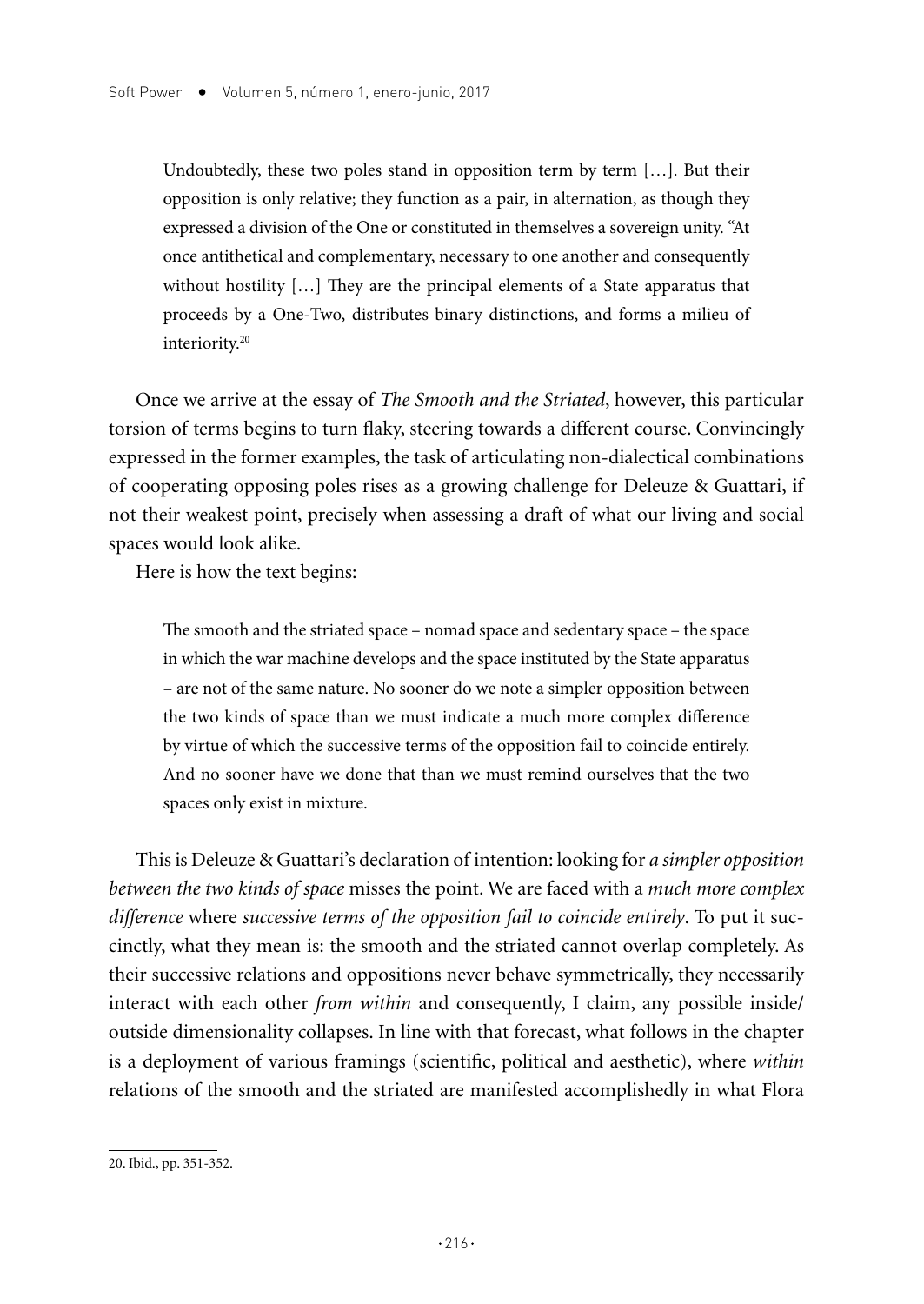> Undoubtedly, these two poles stand in opposition term by term […]. But their opposition is only relative; they function as a pair, in alternation, as though they expressed a division of the One or constituted in themselves a sovereign unity. "At once antithetical and complementary, necessary to one another and consequently without hostility […] They are the principal elements of a State apparatus that proceeds by a One-Two, distributes binary distinctions, and forms a milieu of interiority.[20]

Once we arrive at the essay of *The Smooth and the Striated*, however, this particular torsion of terms begins to turn flaky, steering towards a different course. Convincingly expressed in the former examples, the task of articulating non-dialectical combinations of cooperating opposing poles rises as a growing challenge for Deleuze & Guattari, if not their weakest point, precisely when assessing a draft of what our living and social spaces would look alike.

Here is how the text begins:

> The smooth and the striated space – nomad space and sedentary space – the space in which the war machine develops and the space instituted by the State apparatus – are not of the same nature. No sooner do we note a simpler opposition between the two kinds of space than we must indicate a much more complex difference by virtue of which the successive terms of the opposition fail to coincide entirely. And no sooner have we done that than we must remind ourselves that the two spaces only exist in mixture.

This is Deleuze & Guattari's declaration of intention: looking for *a simpler opposition between the two kinds of space* misses the point. We are faced with a *much more complex difference* where *successive terms of the opposition fail to coincide entirely*. To put it succinctly, what they mean is: the smooth and the striated cannot overlap completely. As their successive relations and oppositions never behave symmetrically, they necessarily interact with each other *from within* and consequently, I claim, any possible inside/outside dimensionality collapses. In line with that forecast, what follows in the chapter is a deployment of various framings (scientific, political and aesthetic), where *within* relations of the smooth and the striated are manifested accomplishedly in what Flora

20. Ibid., pp. 351-352.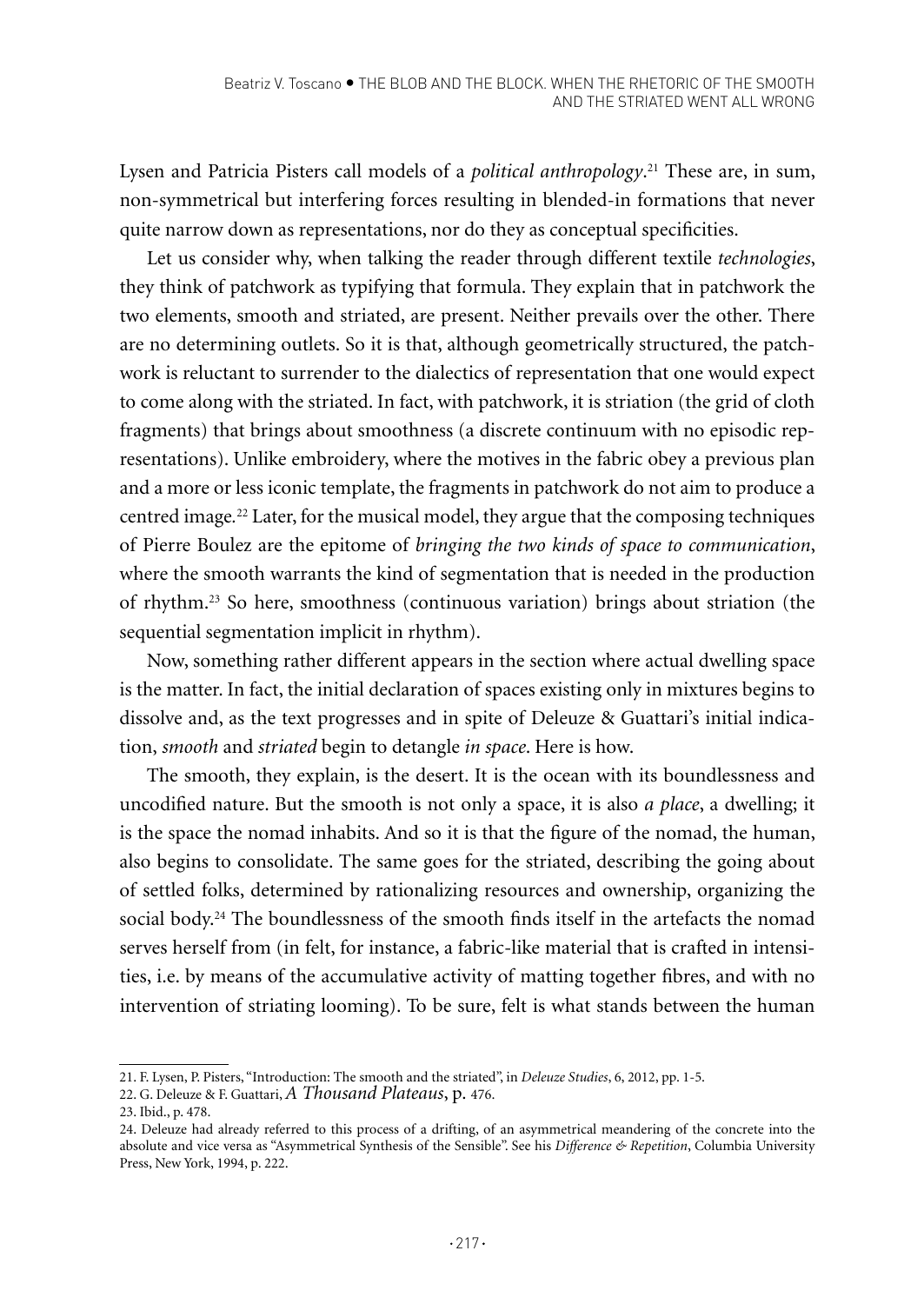Lysen and Patricia Pisters call models of a *political anthropology*.[21] These are, in sum, non-symmetrical but interfering forces resulting in blended-in formations that never quite narrow down as representations, nor do they as conceptual specificities.

Let us consider why, when talking the reader through different textile *technologies*, they think of patchwork as typifying that formula. They explain that in patchwork the two elements, smooth and striated, are present. Neither prevails over the other. There are no determining outlets. So it is that, although geometrically structured, the patchwork is reluctant to surrender to the dialectics of representation that one would expect to come along with the striated. In fact, with patchwork, it is striation (the grid of cloth fragments) that brings about smoothness (a discrete continuum with no episodic representations). Unlike embroidery, where the motives in the fabric obey a previous plan and a more or less iconic template, the fragments in patchwork do not aim to produce a centred image.[22] Later, for the musical model, they argue that the composing techniques of Pierre Boulez are the epitome of *bringing the two kinds of space to communication*, where the smooth warrants the kind of segmentation that is needed in the production of rhythm.[23] So here, smoothness (continuous variation) brings about striation (the sequential segmentation implicit in rhythm).

Now, something rather different appears in the section where actual dwelling space is the matter. In fact, the initial declaration of spaces existing only in mixtures begins to dissolve and, as the text progresses and in spite of Deleuze & Guattari's initial indication, *smooth* and *striated* begin to detangle *in space*. Here is how.

The smooth, they explain, is the desert. It is the ocean with its boundlessness and uncodified nature. But the smooth is not only a space, it is also *a place*, a dwelling; it is the space the nomad inhabits. And so it is that the figure of the nomad, the human, also begins to consolidate. The same goes for the striated, describing the going about of settled folks, determined by rationalizing resources and ownership, organizing the social body.[24] The boundlessness of the smooth finds itself in the artefacts the nomad serves herself from (in felt, for instance, a fabric-like material that is crafted in intensities, i.e. by means of the accumulative activity of matting together fibres, and with no intervention of striating looming). To be sure, felt is what stands between the human

21. F. Lysen, P. Pisters, "Introduction: The smooth and the striated", in *Deleuze Studies*, 6, 2012, pp. 1-5.

22. G. Deleuze & F. Guattari, *A Thousand Plateaus*, p. 476.

23. Ibid., p. 478.

24. Deleuze had already referred to this process of a drifting, of an asymmetrical meandering of the concrete into the absolute and vice versa as "Asymmetrical Synthesis of the Sensible". See his *Difference & Repetition*, Columbia University Press, New York, 1994, p. 222.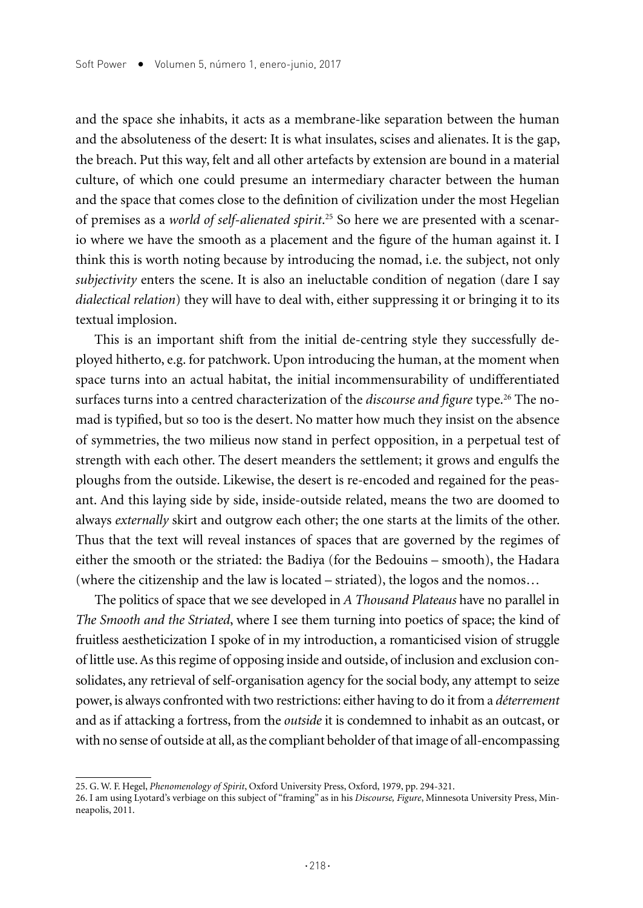and the space she inhabits, it acts as a membrane-like separation between the human and the absoluteness of the desert: It is what insulates, scises and alienates. It is the gap, the breach. Put this way, felt and all other artefacts by extension are bound in a material culture, of which one could presume an intermediary character between the human and the space that comes close to the definition of civilization under the most Hegelian of premises as a *world of self-alienated spirit*.[25] So here we are presented with a scenario where we have the smooth as a placement and the figure of the human against it. I think this is worth noting because by introducing the nomad, i.e. the subject, not only *subjectivity* enters the scene. It is also an ineluctable condition of negation (dare I say *dialectical relation*) they will have to deal with, either suppressing it or bringing it to its textual implosion.

This is an important shift from the initial de-centring style they successfully deployed hitherto, e.g. for patchwork. Upon introducing the human, at the moment when space turns into an actual habitat, the initial incommensurability of undifferentiated surfaces turns into a centred characterization of the *discourse and figure* type.[26] The nomad is typified, but so too is the desert. No matter how much they insist on the absence of symmetries, the two milieus now stand in perfect opposition, in a perpetual test of strength with each other. The desert meanders the settlement; it grows and engulfs the ploughs from the outside. Likewise, the desert is re-encoded and regained for the peasant. And this laying side by side, inside-outside related, means the two are doomed to always *externally* skirt and outgrow each other; the one starts at the limits of the other. Thus that the text will reveal instances of spaces that are governed by the regimes of either the smooth or the striated: the Badiya (for the Bedouins – smooth), the Hadara (where the citizenship and the law is located – striated), the logos and the nomos…

The politics of space that we see developed in *A Thousand Plateaus* have no parallel in *The Smooth and the Striated*, where I see them turning into poetics of space; the kind of fruitless aestheticization I spoke of in my introduction, a romanticised vision of struggle of little use. As this regime of opposing inside and outside, of inclusion and exclusion consolidates, any retrieval of self-organisation agency for the social body, any attempt to seize power, is always confronted with two restrictions: either having to do it from a *déterrement* and as if attacking a fortress, from the *outside* it is condemned to inhabit as an outcast, or with no sense of outside at all, as the compliant beholder of that image of all-encompassing

---

25. G. W. F. Hegel, *Phenomenology of Spirit*, Oxford University Press, Oxford, 1979, pp. 294-321.

26. I am using Lyotard's verbiage on this subject of "framing" as in his *Discourse, Figure*, Minnesota University Press, Minneapolis, 2011.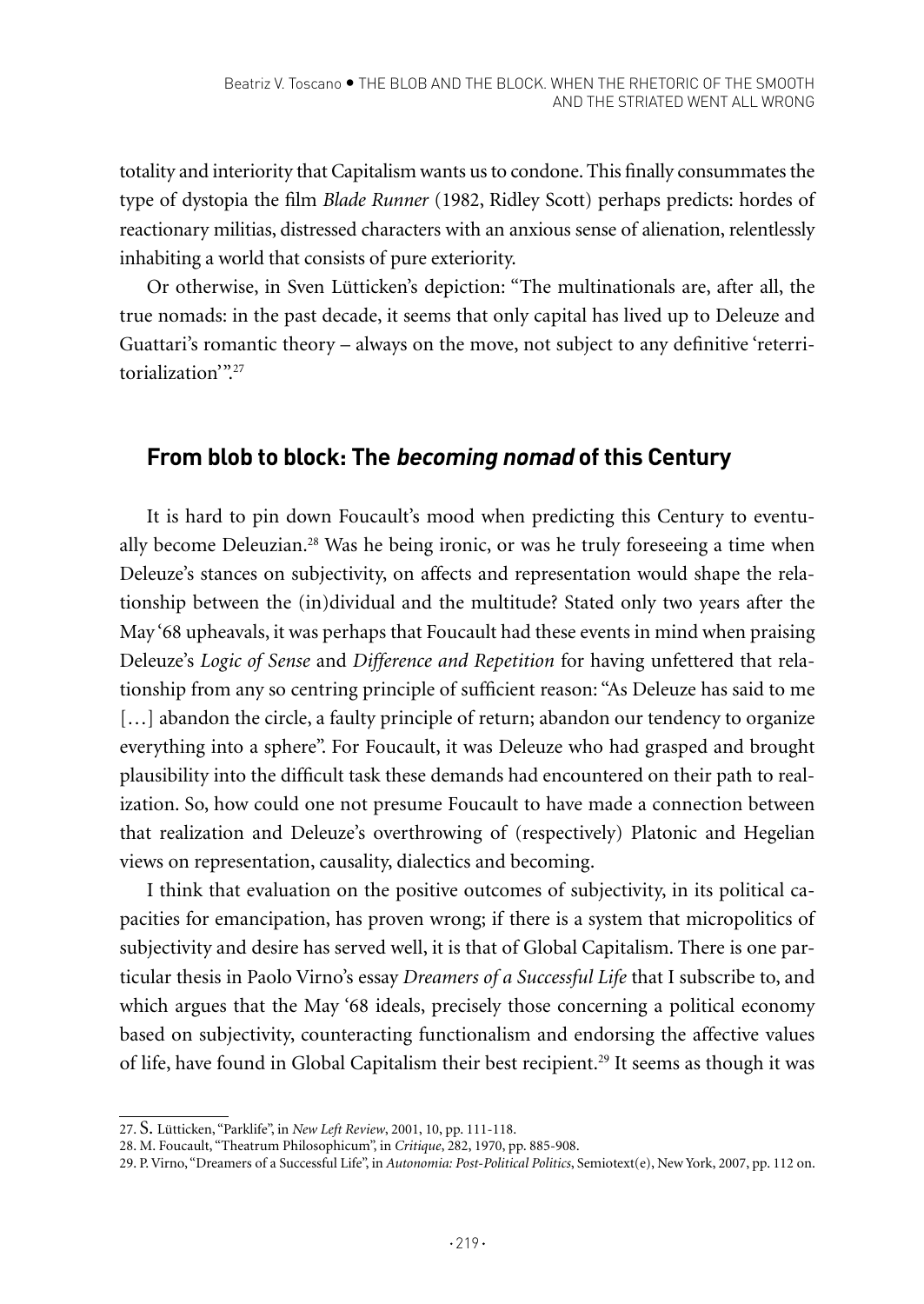totality and interiority that Capitalism wants us to condone. This finally consummates the type of dystopia the film *Blade Runner* (1982, Ridley Scott) perhaps predicts: hordes of reactionary militias, distressed characters with an anxious sense of alienation, relentlessly inhabiting a world that consists of pure exteriority.

Or otherwise, in Sven Lütticken's depiction: "The multinationals are, after all, the true nomads: in the past decade, it seems that only capital has lived up to Deleuze and Guattari's romantic theory – always on the move, not subject to any definitive 'reterritorialization'".[27]

## From blob to block: The *becoming nomad* of this Century

It is hard to pin down Foucault's mood when predicting this Century to eventually become Deleuzian.[28] Was he being ironic, or was he truly foreseeing a time when Deleuze's stances on subjectivity, on affects and representation would shape the relationship between the (in)dividual and the multitude? Stated only two years after the May '68 upheavals, it was perhaps that Foucault had these events in mind when praising Deleuze's *Logic of Sense* and *Difference and Repetition* for having unfettered that relationship from any so centring principle of sufficient reason: "As Deleuze has said to me […] abandon the circle, a faulty principle of return; abandon our tendency to organize everything into a sphere". For Foucault, it was Deleuze who had grasped and brought plausibility into the difficult task these demands had encountered on their path to realization. So, how could one not presume Foucault to have made a connection between that realization and Deleuze's overthrowing of (respectively) Platonic and Hegelian views on representation, causality, dialectics and becoming.

I think that evaluation on the positive outcomes of subjectivity, in its political capacities for emancipation, has proven wrong; if there is a system that micropolitics of subjectivity and desire has served well, it is that of Global Capitalism. There is one particular thesis in Paolo Virno's essay *Dreamers of a Successful Life* that I subscribe to, and which argues that the May '68 ideals, precisely those concerning a political economy based on subjectivity, counteracting functionalism and endorsing the affective values of life, have found in Global Capitalism their best recipient.[29] It seems as though it was

27. S. Lütticken, "Parklife", in *New Left Review*, 2001, 10, pp. 111-118.

28. M. Foucault, "Theatrum Philosophicum", in *Critique*, 282, 1970, pp. 885-908.

29. P. Virno, "Dreamers of a Successful Life", in *Autonomia: Post-Political Politics*, Semiotext(e), New York, 2007, pp. 112 on.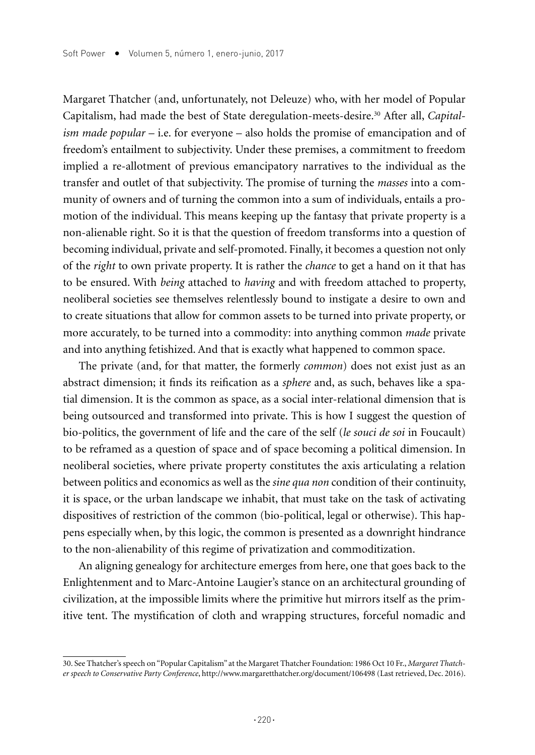Margaret Thatcher (and, unfortunately, not Deleuze) who, with her model of Popular Capitalism, had made the best of State deregulation-meets-desire.[30] After all, *Capitalism made popular* – i.e. for everyone – also holds the promise of emancipation and of freedom's entailment to subjectivity. Under these premises, a commitment to freedom implied a re-allotment of previous emancipatory narratives to the individual as the transfer and outlet of that subjectivity. The promise of turning the *masses* into a community of owners and of turning the common into a sum of individuals, entails a promotion of the individual. This means keeping up the fantasy that private property is a non-alienable right. So it is that the question of freedom transforms into a question of becoming individual, private and self-promoted. Finally, it becomes a question not only of the *right* to own private property. It is rather the *chance* to get a hand on it that has to be ensured. With *being* attached to *having* and with freedom attached to property, neoliberal societies see themselves relentlessly bound to instigate a desire to own and to create situations that allow for common assets to be turned into private property, or more accurately, to be turned into a commodity: into anything common *made* private and into anything fetishized. And that is exactly what happened to common space.

The private (and, for that matter, the formerly *common*) does not exist just as an abstract dimension; it finds its reification as a *sphere* and, as such, behaves like a spatial dimension. It is the common as space, as a social inter-relational dimension that is being outsourced and transformed into private. This is how I suggest the question of bio-politics, the government of life and the care of the self (*le souci de soi* in Foucault) to be reframed as a question of space and of space becoming a political dimension. In neoliberal societies, where private property constitutes the axis articulating a relation between politics and economics as well as the *sine qua non* condition of their continuity, it is space, or the urban landscape we inhabit, that must take on the task of activating dispositives of restriction of the common (bio-political, legal or otherwise). This happens especially when, by this logic, the common is presented as a downright hindrance to the non-alienability of this regime of privatization and commoditization.

An aligning genealogy for architecture emerges from here, one that goes back to the Enlightenment and to Marc-Antoine Laugier's stance on an architectural grounding of civilization, at the impossible limits where the primitive hut mirrors itself as the primitive tent. The mystification of cloth and wrapping structures, forceful nomadic and

30. See Thatcher's speech on "Popular Capitalism" at the Margaret Thatcher Foundation: 1986 Oct 10 Fr., *Margaret Thatcher speech to Conservative Party Conference*, http://www.margaretthatcher.org/document/106498 (Last retrieved, Dec. 2016).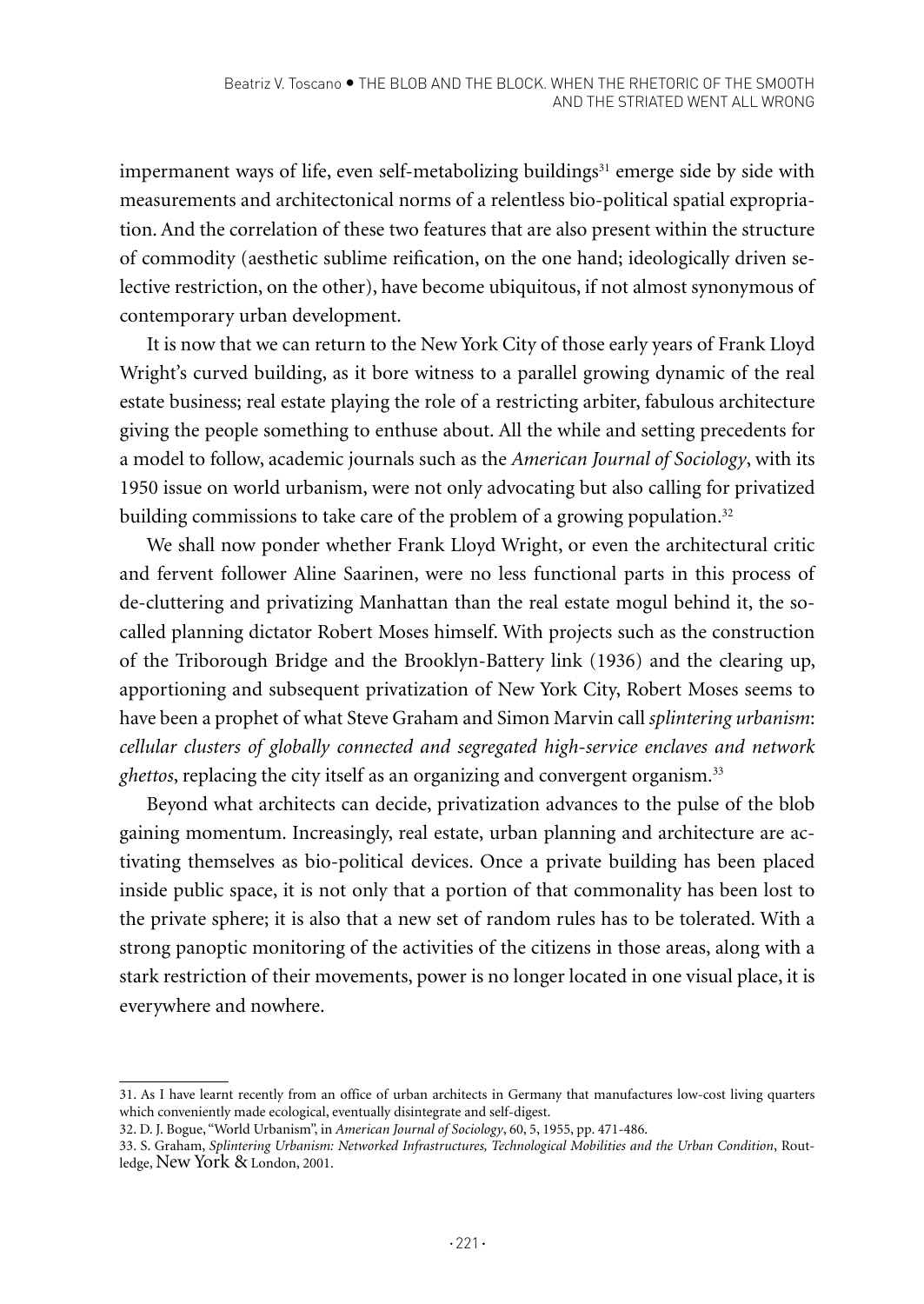impermanent ways of life, even self-metabolizing buildings[31] emerge side by side with measurements and architectonical norms of a relentless bio-political spatial expropriation. And the correlation of these two features that are also present within the structure of commodity (aesthetic sublime reification, on the one hand; ideologically driven selective restriction, on the other), have become ubiquitous, if not almost synonymous of contemporary urban development.

It is now that we can return to the New York City of those early years of Frank Lloyd Wright's curved building, as it bore witness to a parallel growing dynamic of the real estate business; real estate playing the role of a restricting arbiter, fabulous architecture giving the people something to enthuse about. All the while and setting precedents for a model to follow, academic journals such as the *American Journal of Sociology*, with its 1950 issue on world urbanism, were not only advocating but also calling for privatized building commissions to take care of the problem of a growing population.[32]

We shall now ponder whether Frank Lloyd Wright, or even the architectural critic and fervent follower Aline Saarinen, were no less functional parts in this process of de-cluttering and privatizing Manhattan than the real estate mogul behind it, the so-called planning dictator Robert Moses himself. With projects such as the construction of the Triborough Bridge and the Brooklyn-Battery link (1936) and the clearing up, apportioning and subsequent privatization of New York City, Robert Moses seems to have been a prophet of what Steve Graham and Simon Marvin call *splintering urbanism*: *cellular clusters of globally connected and segregated high-service enclaves and network ghettos*, replacing the city itself as an organizing and convergent organism.[33]

Beyond what architects can decide, privatization advances to the pulse of the blob gaining momentum. Increasingly, real estate, urban planning and architecture are activating themselves as bio-political devices. Once a private building has been placed inside public space, it is not only that a portion of that commonality has been lost to the private sphere; it is also that a new set of random rules has to be tolerated. With a strong panoptic monitoring of the activities of the citizens in those areas, along with a stark restriction of their movements, power is no longer located in one visual place, it is everywhere and nowhere.

---

31. As I have learnt recently from an office of urban architects in Germany that manufactures low-cost living quarters which conveniently made ecological, eventually disintegrate and self-digest.

32. D. J. Bogue, "World Urbanism", in *American Journal of Sociology*, 60, 5, 1955, pp. 471-486.

33. S. Graham, *Splintering Urbanism: Networked Infrastructures, Technological Mobilities and the Urban Condition*, Routledge, New York & London, 2001.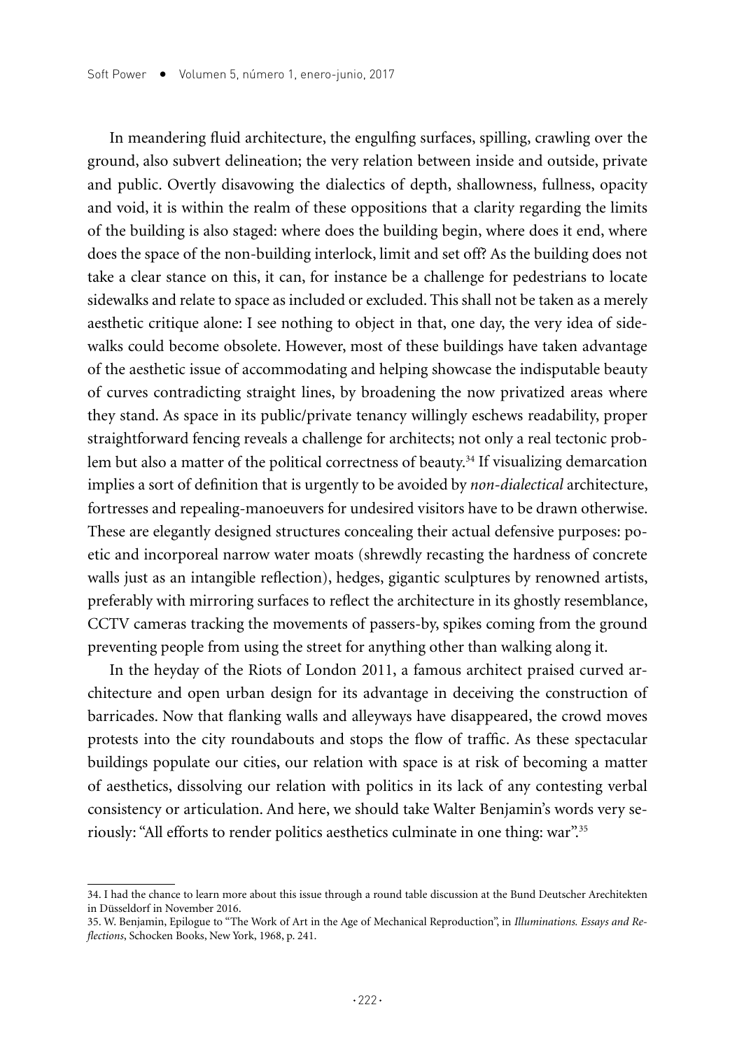In meandering fluid architecture, the engulfing surfaces, spilling, crawling over the ground, also subvert delineation; the very relation between inside and outside, private and public. Overtly disavowing the dialectics of depth, shallowness, fullness, opacity and void, it is within the realm of these oppositions that a clarity regarding the limits of the building is also staged: where does the building begin, where does it end, where does the space of the non-building interlock, limit and set off? As the building does not take a clear stance on this, it can, for instance be a challenge for pedestrians to locate sidewalks and relate to space as included or excluded. This shall not be taken as a merely aesthetic critique alone: I see nothing to object in that, one day, the very idea of sidewalks could become obsolete. However, most of these buildings have taken advantage of the aesthetic issue of accommodating and helping showcase the indisputable beauty of curves contradicting straight lines, by broadening the now privatized areas where they stand. As space in its public/private tenancy willingly eschews readability, proper straightforward fencing reveals a challenge for architects; not only a real tectonic problem but also a matter of the political correctness of beauty.[34] If visualizing demarcation implies a sort of definition that is urgently to be avoided by *non-dialectical* architecture, fortresses and repealing-manoeuvers for undesired visitors have to be drawn otherwise. These are elegantly designed structures concealing their actual defensive purposes: poetic and incorporeal narrow water moats (shrewdly recasting the hardness of concrete walls just as an intangible reflection), hedges, gigantic sculptures by renowned artists, preferably with mirroring surfaces to reflect the architecture in its ghostly resemblance, CCTV cameras tracking the movements of passers-by, spikes coming from the ground preventing people from using the street for anything other than walking along it.

In the heyday of the Riots of London 2011, a famous architect praised curved architecture and open urban design for its advantage in deceiving the construction of barricades. Now that flanking walls and alleyways have disappeared, the crowd moves protests into the city roundabouts and stops the flow of traffic. As these spectacular buildings populate our cities, our relation with space is at risk of becoming a matter of aesthetics, dissolving our relation with politics in its lack of any contesting verbal consistency or articulation. And here, we should take Walter Benjamin's words very seriously: "All efforts to render politics aesthetics culminate in one thing: war".[35]

---

34. I had the chance to learn more about this issue through a round table discussion at the Bund Deutscher Arechitekten in Düsseldorf in November 2016.

35. W. Benjamin, Epilogue to "The Work of Art in the Age of Mechanical Reproduction", in *Illuminations. Essays and Reflections*, Schocken Books, New York, 1968, p. 241.